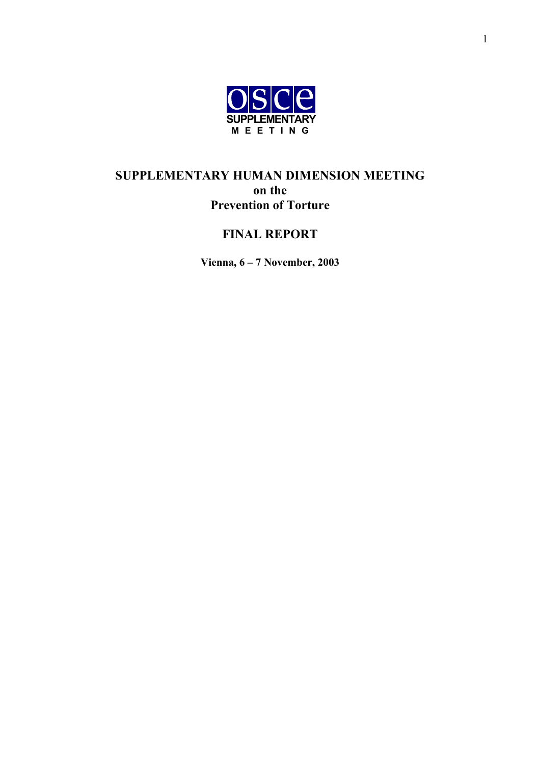OSCE SUPPLEMENTARY MEETING

# SUPPLEMENTARY HUMAN DIMENSION MEETING on the Prevention of Torture

## FINAL REPORT

**Vienna, 6 – 7 November, 2003**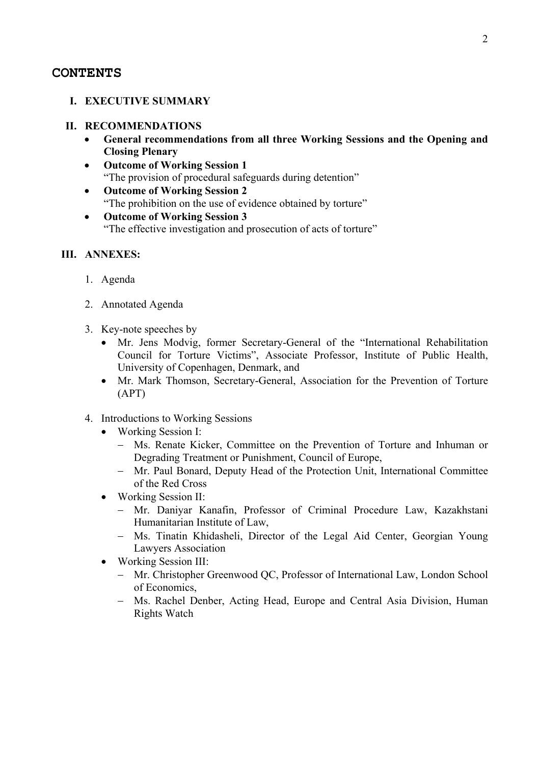# CONTENTS

**I. EXECUTIVE SUMMARY**

**II. RECOMMENDATIONS**

- **General recommendations from all three Working Sessions and the Opening and Closing Plenary**
- **Outcome of Working Session 1**
  "The provision of procedural safeguards during detention"
- **Outcome of Working Session 2**
  "The prohibition on the use of evidence obtained by torture"
- **Outcome of Working Session 3**
  "The effective investigation and prosecution of acts of torture"

**III. ANNEXES:**

1. Agenda
2. Annotated Agenda
3. Key-note speeches by
   - Mr. Jens Modvig, former Secretary-General of the "International Rehabilitation Council for Torture Victims", Associate Professor, Institute of Public Health, University of Copenhagen, Denmark, and
   - Mr. Mark Thomson, Secretary-General, Association for the Prevention of Torture (APT)
4. Introductions to Working Sessions
   - Working Session I:
     - Ms. Renate Kicker, Committee on the Prevention of Torture and Inhuman or Degrading Treatment or Punishment, Council of Europe,
     - Mr. Paul Bonard, Deputy Head of the Protection Unit, International Committee of the Red Cross
   - Working Session II:
     - Mr. Daniyar Kanafin, Professor of Criminal Procedure Law, Kazakhstani Humanitarian Institute of Law,
     - Ms. Tinatin Khidasheli, Director of the Legal Aid Center, Georgian Young Lawyers Association
   - Working Session III:
     - Mr. Christopher Greenwood QC, Professor of International Law, London School of Economics,
     - Ms. Rachel Denber, Acting Head, Europe and Central Asia Division, Human Rights Watch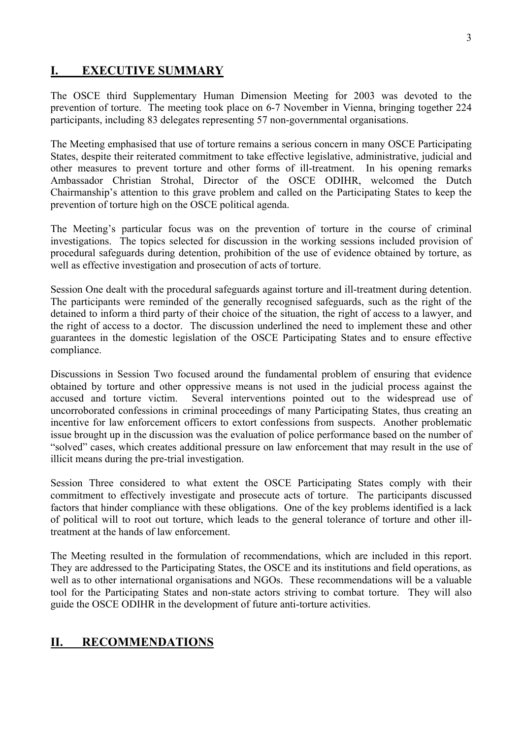## I. EXECUTIVE SUMMARY

The OSCE third Supplementary Human Dimension Meeting for 2003 was devoted to the prevention of torture. The meeting took place on 6-7 November in Vienna, bringing together 224 participants, including 83 delegates representing 57 non-governmental organisations.

The Meeting emphasised that use of torture remains a serious concern in many OSCE Participating States, despite their reiterated commitment to take effective legislative, administrative, judicial and other measures to prevent torture and other forms of ill-treatment. In his opening remarks Ambassador Christian Strohal, Director of the OSCE ODIHR, welcomed the Dutch Chairmanship's attention to this grave problem and called on the Participating States to keep the prevention of torture high on the OSCE political agenda.

The Meeting's particular focus was on the prevention of torture in the course of criminal investigations. The topics selected for discussion in the working sessions included provision of procedural safeguards during detention, prohibition of the use of evidence obtained by torture, as well as effective investigation and prosecution of acts of torture.

Session One dealt with the procedural safeguards against torture and ill-treatment during detention. The participants were reminded of the generally recognised safeguards, such as the right of the detained to inform a third party of their choice of the situation, the right of access to a lawyer, and the right of access to a doctor. The discussion underlined the need to implement these and other guarantees in the domestic legislation of the OSCE Participating States and to ensure effective compliance.

Discussions in Session Two focused around the fundamental problem of ensuring that evidence obtained by torture and other oppressive means is not used in the judicial process against the accused and torture victim. Several interventions pointed out to the widespread use of uncorroborated confessions in criminal proceedings of many Participating States, thus creating an incentive for law enforcement officers to extort confessions from suspects. Another problematic issue brought up in the discussion was the evaluation of police performance based on the number of "solved" cases, which creates additional pressure on law enforcement that may result in the use of illicit means during the pre-trial investigation.

Session Three considered to what extent the OSCE Participating States comply with their commitment to effectively investigate and prosecute acts of torture. The participants discussed factors that hinder compliance with these obligations. One of the key problems identified is a lack of political will to root out torture, which leads to the general tolerance of torture and other ill-treatment at the hands of law enforcement.

The Meeting resulted in the formulation of recommendations, which are included in this report. They are addressed to the Participating States, the OSCE and its institutions and field operations, as well as to other international organisations and NGOs. These recommendations will be a valuable tool for the Participating States and non-state actors striving to combat torture. They will also guide the OSCE ODIHR in the development of future anti-torture activities.

## II. RECOMMENDATIONS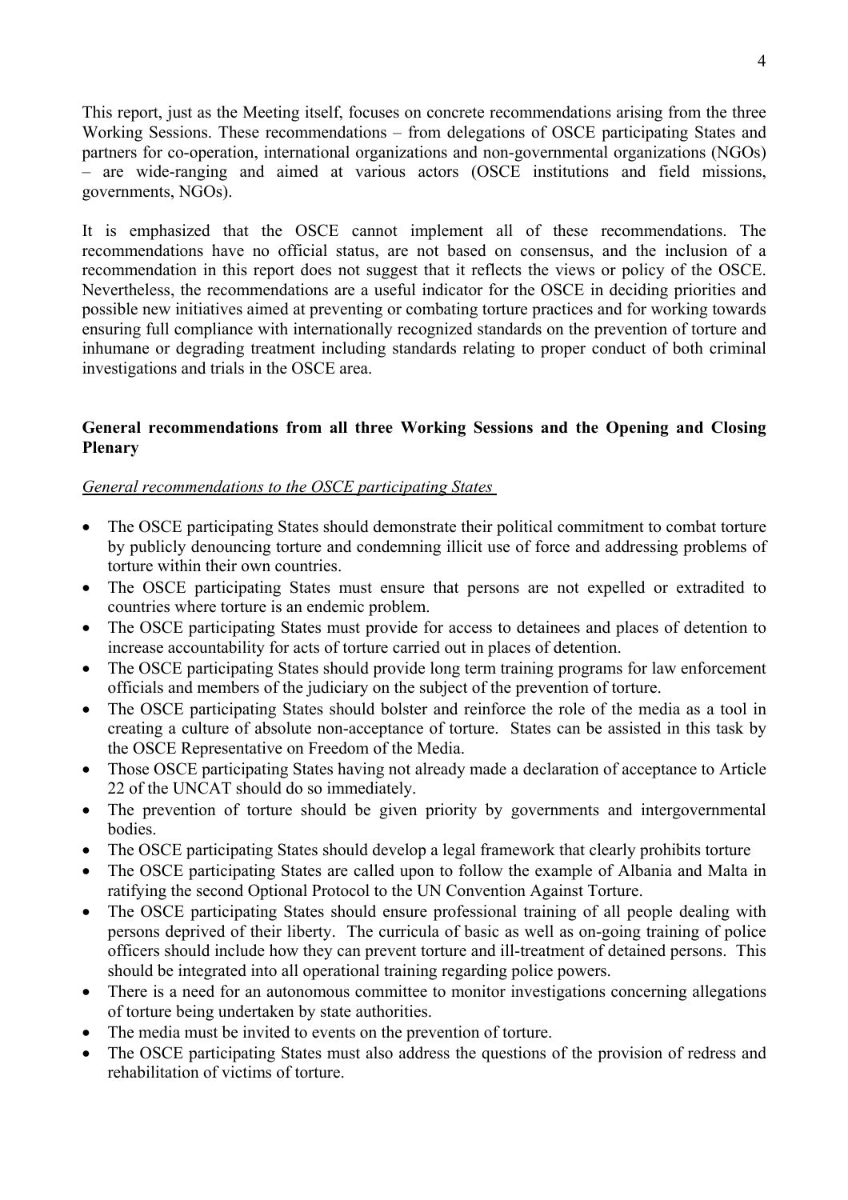This report, just as the Meeting itself, focuses on concrete recommendations arising from the three Working Sessions. These recommendations – from delegations of OSCE participating States and partners for co-operation, international organizations and non-governmental organizations (NGOs) – are wide-ranging and aimed at various actors (OSCE institutions and field missions, governments, NGOs).

It is emphasized that the OSCE cannot implement all of these recommendations. The recommendations have no official status, are not based on consensus, and the inclusion of a recommendation in this report does not suggest that it reflects the views or policy of the OSCE. Nevertheless, the recommendations are a useful indicator for the OSCE in deciding priorities and possible new initiatives aimed at preventing or combating torture practices and for working towards ensuring full compliance with internationally recognized standards on the prevention of torture and inhumane or degrading treatment including standards relating to proper conduct of both criminal investigations and trials in the OSCE area.

**General recommendations from all three Working Sessions and the Opening and Closing Plenary**

*General recommendations to the OSCE participating States*

- The OSCE participating States should demonstrate their political commitment to combat torture by publicly denouncing torture and condemning illicit use of force and addressing problems of torture within their own countries.
- The OSCE participating States must ensure that persons are not expelled or extradited to countries where torture is an endemic problem.
- The OSCE participating States must provide for access to detainees and places of detention to increase accountability for acts of torture carried out in places of detention.
- The OSCE participating States should provide long term training programs for law enforcement officials and members of the judiciary on the subject of the prevention of torture.
- The OSCE participating States should bolster and reinforce the role of the media as a tool in creating a culture of absolute non-acceptance of torture. States can be assisted in this task by the OSCE Representative on Freedom of the Media.
- Those OSCE participating States having not already made a declaration of acceptance to Article 22 of the UNCAT should do so immediately.
- The prevention of torture should be given priority by governments and intergovernmental bodies.
- The OSCE participating States should develop a legal framework that clearly prohibits torture
- The OSCE participating States are called upon to follow the example of Albania and Malta in ratifying the second Optional Protocol to the UN Convention Against Torture.
- The OSCE participating States should ensure professional training of all people dealing with persons deprived of their liberty. The curricula of basic as well as on-going training of police officers should include how they can prevent torture and ill-treatment of detained persons. This should be integrated into all operational training regarding police powers.
- There is a need for an autonomous committee to monitor investigations concerning allegations of torture being undertaken by state authorities.
- The media must be invited to events on the prevention of torture.
- The OSCE participating States must also address the questions of the provision of redress and rehabilitation of victims of torture.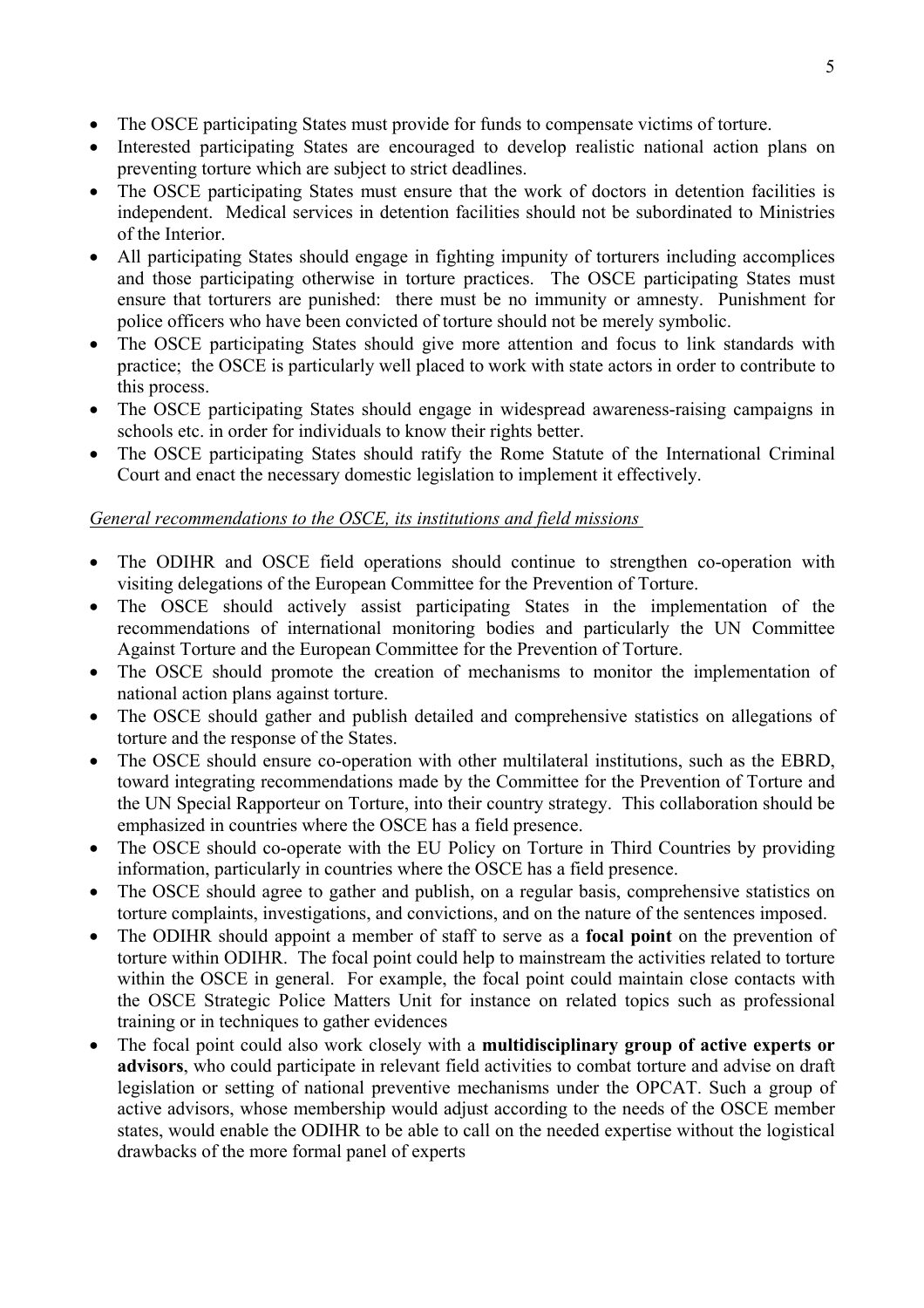- The OSCE participating States must provide for funds to compensate victims of torture.
- Interested participating States are encouraged to develop realistic national action plans on preventing torture which are subject to strict deadlines.
- The OSCE participating States must ensure that the work of doctors in detention facilities is independent. Medical services in detention facilities should not be subordinated to Ministries of the Interior.
- All participating States should engage in fighting impunity of torturers including accomplices and those participating otherwise in torture practices. The OSCE participating States must ensure that torturers are punished: there must be no immunity or amnesty. Punishment for police officers who have been convicted of torture should not be merely symbolic.
- The OSCE participating States should give more attention and focus to link standards with practice; the OSCE is particularly well placed to work with state actors in order to contribute to this process.
- The OSCE participating States should engage in widespread awareness-raising campaigns in schools etc. in order for individuals to know their rights better.
- The OSCE participating States should ratify the Rome Statute of the International Criminal Court and enact the necessary domestic legislation to implement it effectively.

*General recommendations to the OSCE, its institutions and field missions*

- The ODIHR and OSCE field operations should continue to strengthen co-operation with visiting delegations of the European Committee for the Prevention of Torture.
- The OSCE should actively assist participating States in the implementation of the recommendations of international monitoring bodies and particularly the UN Committee Against Torture and the European Committee for the Prevention of Torture.
- The OSCE should promote the creation of mechanisms to monitor the implementation of national action plans against torture.
- The OSCE should gather and publish detailed and comprehensive statistics on allegations of torture and the response of the States.
- The OSCE should ensure co-operation with other multilateral institutions, such as the EBRD, toward integrating recommendations made by the Committee for the Prevention of Torture and the UN Special Rapporteur on Torture, into their country strategy. This collaboration should be emphasized in countries where the OSCE has a field presence.
- The OSCE should co-operate with the EU Policy on Torture in Third Countries by providing information, particularly in countries where the OSCE has a field presence.
- The OSCE should agree to gather and publish, on a regular basis, comprehensive statistics on torture complaints, investigations, and convictions, and on the nature of the sentences imposed.
- The ODIHR should appoint a member of staff to serve as a **focal point** on the prevention of torture within ODIHR. The focal point could help to mainstream the activities related to torture within the OSCE in general. For example, the focal point could maintain close contacts with the OSCE Strategic Police Matters Unit for instance on related topics such as professional training or in techniques to gather evidences
- The focal point could also work closely with a **multidisciplinary group of active experts or advisors**, who could participate in relevant field activities to combat torture and advise on draft legislation or setting of national preventive mechanisms under the OPCAT. Such a group of active advisors, whose membership would adjust according to the needs of the OSCE member states, would enable the ODIHR to be able to call on the needed expertise without the logistical drawbacks of the more formal panel of experts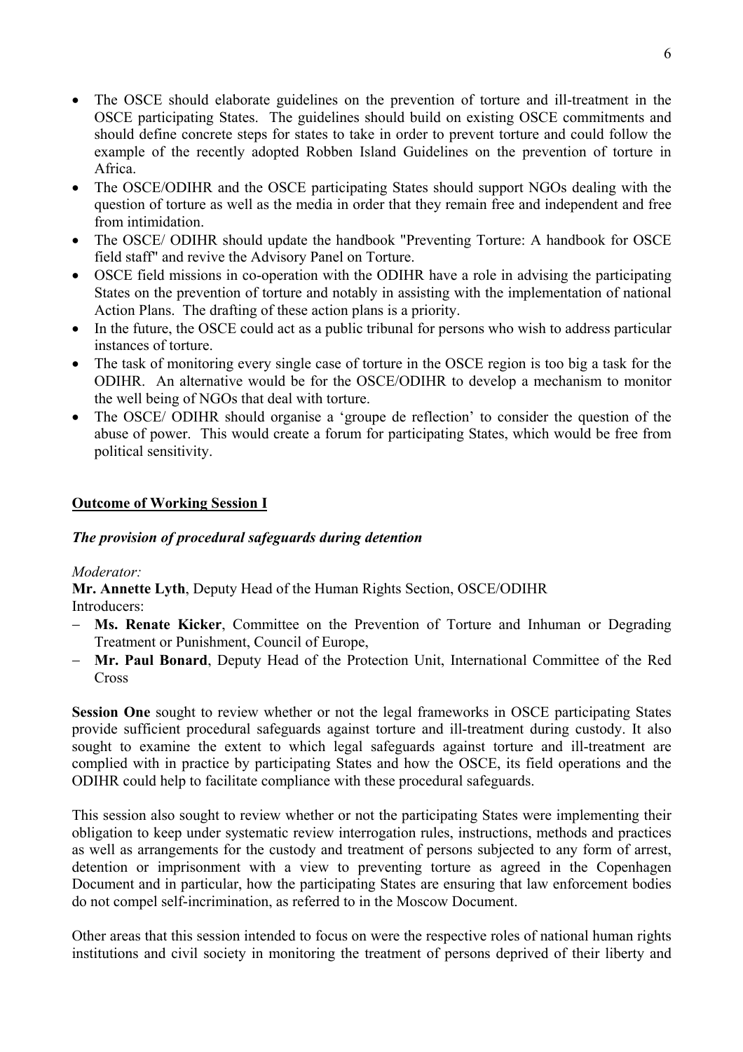- The OSCE should elaborate guidelines on the prevention of torture and ill-treatment in the OSCE participating States. The guidelines should build on existing OSCE commitments and should define concrete steps for states to take in order to prevent torture and could follow the example of the recently adopted Robben Island Guidelines on the prevention of torture in Africa.
- The OSCE/ODIHR and the OSCE participating States should support NGOs dealing with the question of torture as well as the media in order that they remain free and independent and free from intimidation.
- The OSCE/ ODIHR should update the handbook "Preventing Torture: A handbook for OSCE field staff" and revive the Advisory Panel on Torture.
- OSCE field missions in co-operation with the ODIHR have a role in advising the participating States on the prevention of torture and notably in assisting with the implementation of national Action Plans. The drafting of these action plans is a priority.
- In the future, the OSCE could act as a public tribunal for persons who wish to address particular instances of torture.
- The task of monitoring every single case of torture in the OSCE region is too big a task for the ODIHR. An alternative would be for the OSCE/ODIHR to develop a mechanism to monitor the well being of NGOs that deal with torture.
- The OSCE/ ODIHR should organise a 'groupe de reflection' to consider the question of the abuse of power. This would create a forum for participating States, which would be free from political sensitivity.

## Outcome of Working Session I

### *The provision of procedural safeguards during detention*

*Moderator:*

**Mr. Annette Lyth**, Deputy Head of the Human Rights Section, OSCE/ODIHR

Introducers:

- **Ms. Renate Kicker**, Committee on the Prevention of Torture and Inhuman or Degrading Treatment or Punishment, Council of Europe,
- **Mr. Paul Bonard**, Deputy Head of the Protection Unit, International Committee of the Red Cross

**Session One** sought to review whether or not the legal frameworks in OSCE participating States provide sufficient procedural safeguards against torture and ill-treatment during custody. It also sought to examine the extent to which legal safeguards against torture and ill-treatment are complied with in practice by participating States and how the OSCE, its field operations and the ODIHR could help to facilitate compliance with these procedural safeguards.

This session also sought to review whether or not the participating States were implementing their obligation to keep under systematic review interrogation rules, instructions, methods and practices as well as arrangements for the custody and treatment of persons subjected to any form of arrest, detention or imprisonment with a view to preventing torture as agreed in the Copenhagen Document and in particular, how the participating States are ensuring that law enforcement bodies do not compel self-incrimination, as referred to in the Moscow Document.

Other areas that this session intended to focus on were the respective roles of national human rights institutions and civil society in monitoring the treatment of persons deprived of their liberty and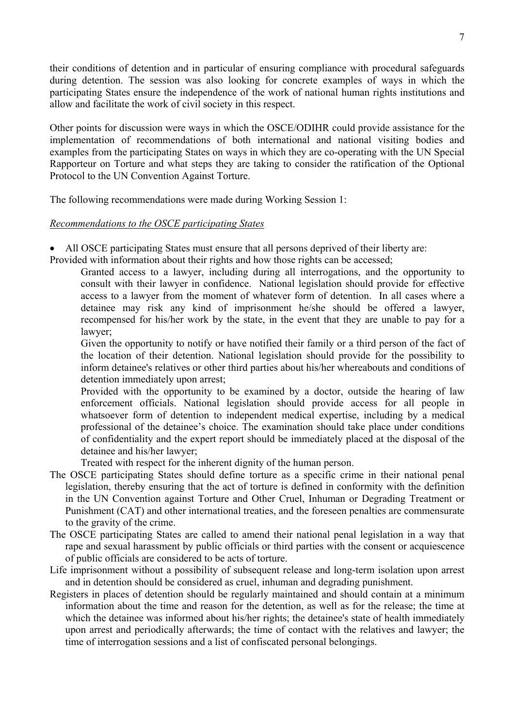their conditions of detention and in particular of ensuring compliance with procedural safeguards during detention. The session was also looking for concrete examples of ways in which the participating States ensure the independence of the work of national human rights institutions and allow and facilitate the work of civil society in this respect.

Other points for discussion were ways in which the OSCE/ODIHR could provide assistance for the implementation of recommendations of both international and national visiting bodies and examples from the participating States on ways in which they are co-operating with the UN Special Rapporteur on Torture and what steps they are taking to consider the ratification of the Optional Protocol to the UN Convention Against Torture.

The following recommendations were made during Working Session 1:

*Recommendations to the OSCE participating States*

- All OSCE participating States must ensure that all persons deprived of their liberty are:

Provided with information about their rights and how those rights can be accessed;

Granted access to a lawyer, including during all interrogations, and the opportunity to consult with their lawyer in confidence. National legislation should provide for effective access to a lawyer from the moment of whatever form of detention. In all cases where a detainee may risk any kind of imprisonment he/she should be offered a lawyer, recompensed for his/her work by the state, in the event that they are unable to pay for a lawyer;

Given the opportunity to notify or have notified their family or a third person of the fact of the location of their detention. National legislation should provide for the possibility to inform detainee's relatives or other third parties about his/her whereabouts and conditions of detention immediately upon arrest;

Provided with the opportunity to be examined by a doctor, outside the hearing of law enforcement officials. National legislation should provide access for all people in whatsoever form of detention to independent medical expertise, including by a medical professional of the detainee's choice. The examination should take place under conditions of confidentiality and the expert report should be immediately placed at the disposal of the detainee and his/her lawyer;

Treated with respect for the inherent dignity of the human person.

The OSCE participating States should define torture as a specific crime in their national penal legislation, thereby ensuring that the act of torture is defined in conformity with the definition in the UN Convention against Torture and Other Cruel, Inhuman or Degrading Treatment or Punishment (CAT) and other international treaties, and the foreseen penalties are commensurate to the gravity of the crime.

The OSCE participating States are called to amend their national penal legislation in a way that rape and sexual harassment by public officials or third parties with the consent or acquiescence of public officials are considered to be acts of torture.

Life imprisonment without a possibility of subsequent release and long-term isolation upon arrest and in detention should be considered as cruel, inhuman and degrading punishment.

Registers in places of detention should be regularly maintained and should contain at a minimum information about the time and reason for the detention, as well as for the release; the time at which the detainee was informed about his/her rights; the detainee's state of health immediately upon arrest and periodically afterwards; the time of contact with the relatives and lawyer; the time of interrogation sessions and a list of confiscated personal belongings.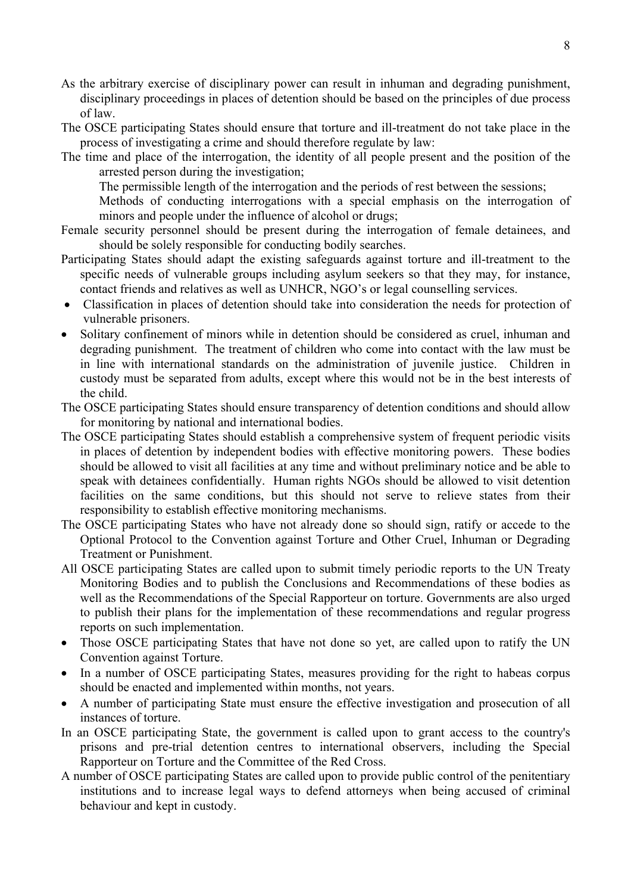As the arbitrary exercise of disciplinary power can result in inhuman and degrading punishment, disciplinary proceedings in places of detention should be based on the principles of due process of law.

The OSCE participating States should ensure that torture and ill-treatment do not take place in the process of investigating a crime and should therefore regulate by law:

The time and place of the interrogation, the identity of all people present and the position of the arrested person during the investigation;

The permissible length of the interrogation and the periods of rest between the sessions;

Methods of conducting interrogations with a special emphasis on the interrogation of minors and people under the influence of alcohol or drugs;

Female security personnel should be present during the interrogation of female detainees, and should be solely responsible for conducting bodily searches.

Participating States should adapt the existing safeguards against torture and ill-treatment to the specific needs of vulnerable groups including asylum seekers so that they may, for instance, contact friends and relatives as well as UNHCR, NGO's or legal counselling services.

- Classification in places of detention should take into consideration the needs for protection of vulnerable prisoners.
- Solitary confinement of minors while in detention should be considered as cruel, inhuman and degrading punishment. The treatment of children who come into contact with the law must be in line with international standards on the administration of juvenile justice. Children in custody must be separated from adults, except where this would not be in the best interests of the child.

The OSCE participating States should ensure transparency of detention conditions and should allow for monitoring by national and international bodies.

The OSCE participating States should establish a comprehensive system of frequent periodic visits in places of detention by independent bodies with effective monitoring powers. These bodies should be allowed to visit all facilities at any time and without preliminary notice and be able to speak with detainees confidentially. Human rights NGOs should be allowed to visit detention facilities on the same conditions, but this should not serve to relieve states from their responsibility to establish effective monitoring mechanisms.

The OSCE participating States who have not already done so should sign, ratify or accede to the Optional Protocol to the Convention against Torture and Other Cruel, Inhuman or Degrading Treatment or Punishment.

All OSCE participating States are called upon to submit timely periodic reports to the UN Treaty Monitoring Bodies and to publish the Conclusions and Recommendations of these bodies as well as the Recommendations of the Special Rapporteur on torture. Governments are also urged to publish their plans for the implementation of these recommendations and regular progress reports on such implementation.

- Those OSCE participating States that have not done so yet, are called upon to ratify the UN Convention against Torture.
- In a number of OSCE participating States, measures providing for the right to habeas corpus should be enacted and implemented within months, not years.
- A number of participating State must ensure the effective investigation and prosecution of all instances of torture.

In an OSCE participating State, the government is called upon to grant access to the country's prisons and pre-trial detention centres to international observers, including the Special Rapporteur on Torture and the Committee of the Red Cross.

A number of OSCE participating States are called upon to provide public control of the penitentiary institutions and to increase legal ways to defend attorneys when being accused of criminal behaviour and kept in custody.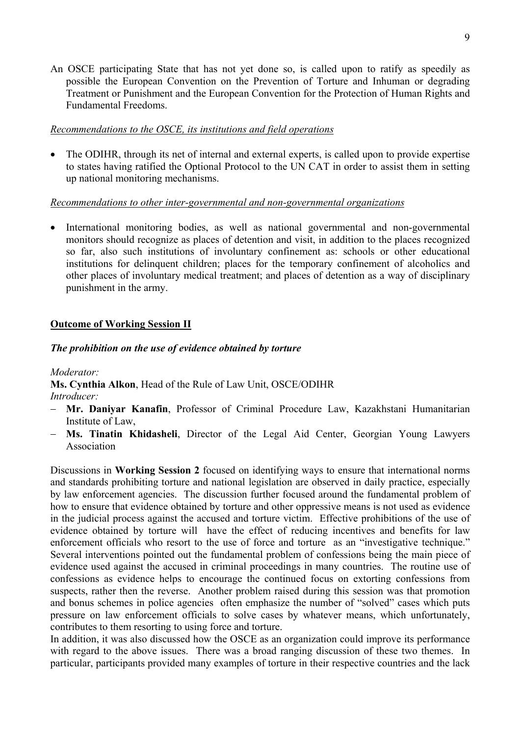An OSCE participating State that has not yet done so, is called upon to ratify as speedily as possible the European Convention on the Prevention of Torture and Inhuman or degrading Treatment or Punishment and the European Convention for the Protection of Human Rights and Fundamental Freedoms.

*Recommendations to the OSCE, its institutions and field operations*

- The ODIHR, through its net of internal and external experts, is called upon to provide expertise to states having ratified the Optional Protocol to the UN CAT in order to assist them in setting up national monitoring mechanisms.

*Recommendations to other inter-governmental and non-governmental organizations*

- International monitoring bodies, as well as national governmental and non-governmental monitors should recognize as places of detention and visit, in addition to the places recognized so far, also such institutions of involuntary confinement as: schools or other educational institutions for delinquent children; places for the temporary confinement of alcoholics and other places of involuntary medical treatment; and places of detention as a way of disciplinary punishment in the army.

## Outcome of Working Session II

***The prohibition on the use of evidence obtained by torture***

*Moderator:*
**Ms. Cynthia Alkon**, Head of the Rule of Law Unit, OSCE/ODIHR
*Introducer:*

- **Mr. Daniyar Kanafin**, Professor of Criminal Procedure Law, Kazakhstani Humanitarian Institute of Law,
- **Ms. Tinatin Khidasheli**, Director of the Legal Aid Center, Georgian Young Lawyers Association

Discussions in **Working Session 2** focused on identifying ways to ensure that international norms and standards prohibiting torture and national legislation are observed in daily practice, especially by law enforcement agencies. The discussion further focused around the fundamental problem of how to ensure that evidence obtained by torture and other oppressive means is not used as evidence in the judicial process against the accused and torture victim. Effective prohibitions of the use of evidence obtained by torture will have the effect of reducing incentives and benefits for law enforcement officials who resort to the use of force and torture as an "investigative technique." Several interventions pointed out the fundamental problem of confessions being the main piece of evidence used against the accused in criminal proceedings in many countries. The routine use of confessions as evidence helps to encourage the continued focus on extorting confessions from suspects, rather then the reverse. Another problem raised during this session was that promotion and bonus schemes in police agencies often emphasize the number of "solved" cases which puts pressure on law enforcement officials to solve cases by whatever means, which unfortunately, contributes to them resorting to using force and torture.

In addition, it was also discussed how the OSCE as an organization could improve its performance with regard to the above issues. There was a broad ranging discussion of these two themes. In particular, participants provided many examples of torture in their respective countries and the lack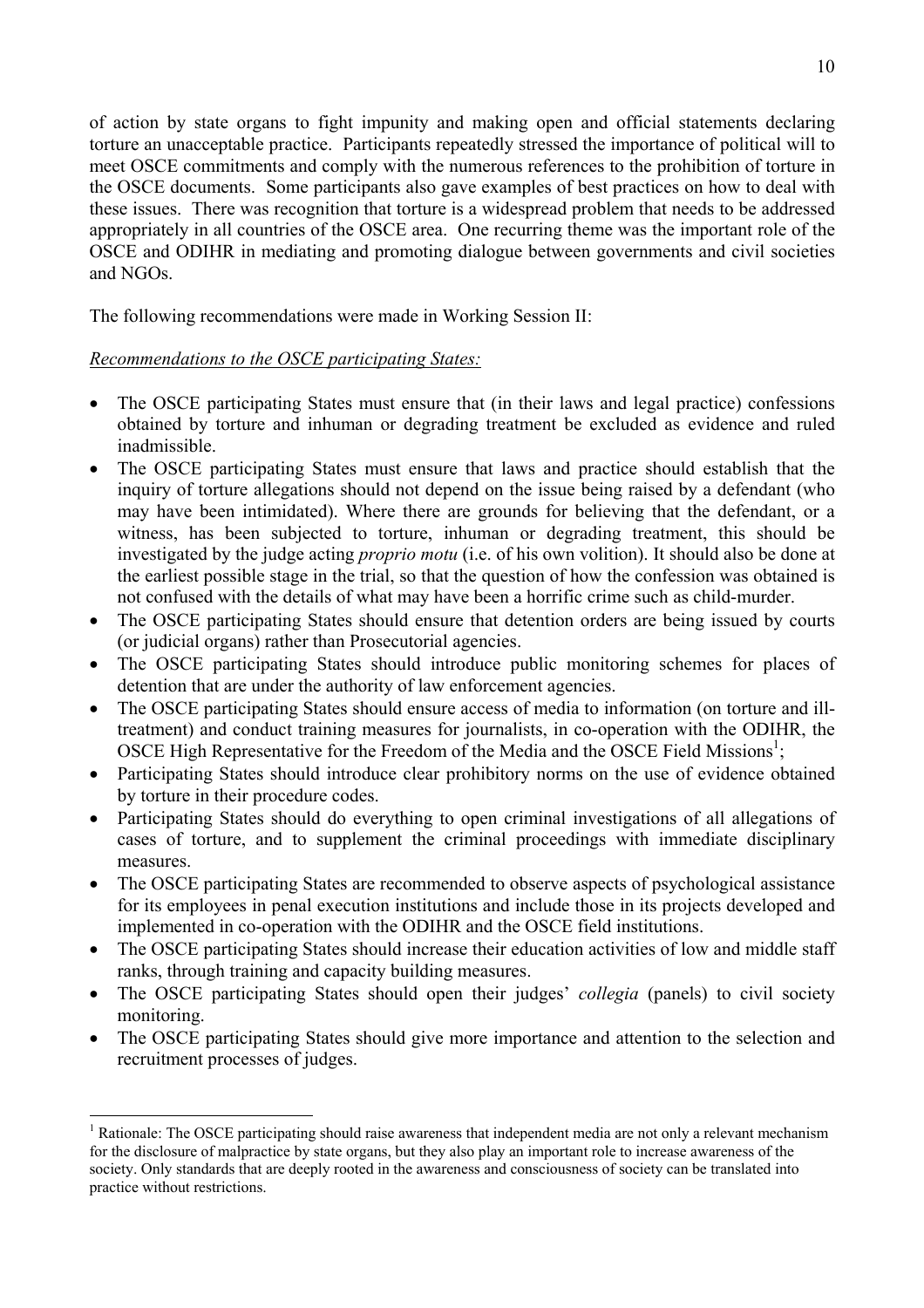of action by state organs to fight impunity and making open and official statements declaring torture an unacceptable practice. Participants repeatedly stressed the importance of political will to meet OSCE commitments and comply with the numerous references to the prohibition of torture in the OSCE documents. Some participants also gave examples of best practices on how to deal with these issues. There was recognition that torture is a widespread problem that needs to be addressed appropriately in all countries of the OSCE area. One recurring theme was the important role of the OSCE and ODIHR in mediating and promoting dialogue between governments and civil societies and NGOs.

The following recommendations were made in Working Session II:

<u>*Recommendations to the OSCE participating States:*</u>

- The OSCE participating States must ensure that (in their laws and legal practice) confessions obtained by torture and inhuman or degrading treatment be excluded as evidence and ruled inadmissible.
- The OSCE participating States must ensure that laws and practice should establish that the inquiry of torture allegations should not depend on the issue being raised by a defendant (who may have been intimidated). Where there are grounds for believing that the defendant, or a witness, has been subjected to torture, inhuman or degrading treatment, this should be investigated by the judge acting *proprio motu* (i.e. of his own volition). It should also be done at the earliest possible stage in the trial, so that the question of how the confession was obtained is not confused with the details of what may have been a horrific crime such as child-murder.
- The OSCE participating States should ensure that detention orders are being issued by courts (or judicial organs) rather than Prosecutorial agencies.
- The OSCE participating States should introduce public monitoring schemes for places of detention that are under the authority of law enforcement agencies.
- The OSCE participating States should ensure access of media to information (on torture and ill-treatment) and conduct training measures for journalists, in co-operation with the ODIHR, the OSCE High Representative for the Freedom of the Media and the OSCE Field Missions[1];
- Participating States should introduce clear prohibitory norms on the use of evidence obtained by torture in their procedure codes.
- Participating States should do everything to open criminal investigations of all allegations of cases of torture, and to supplement the criminal proceedings with immediate disciplinary measures.
- The OSCE participating States are recommended to observe aspects of psychological assistance for its employees in penal execution institutions and include those in its projects developed and implemented in co-operation with the ODIHR and the OSCE field institutions.
- The OSCE participating States should increase their education activities of low and middle staff ranks, through training and capacity building measures.
- The OSCE participating States should open their judges' *collegia* (panels) to civil society monitoring.
- The OSCE participating States should give more importance and attention to the selection and recruitment processes of judges.

[1] Rationale: The OSCE participating should raise awareness that independent media are not only a relevant mechanism for the disclosure of malpractice by state organs, but they also play an important role to increase awareness of the society. Only standards that are deeply rooted in the awareness and consciousness of society can be translated into practice without restrictions.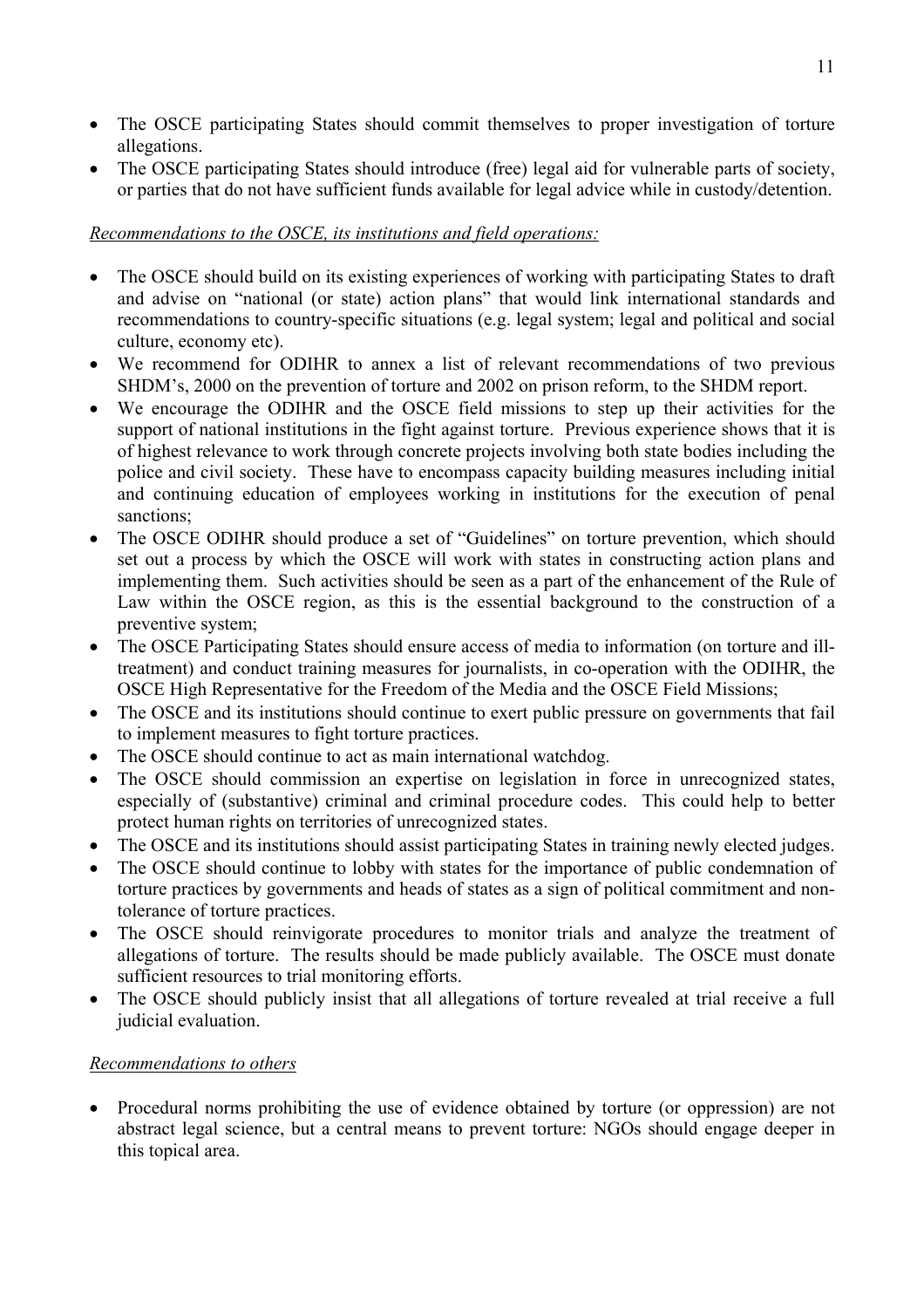- The OSCE participating States should commit themselves to proper investigation of torture allegations.
- The OSCE participating States should introduce (free) legal aid for vulnerable parts of society, or parties that do not have sufficient funds available for legal advice while in custody/detention.

*Recommendations to the OSCE, its institutions and field operations:*

- The OSCE should build on its existing experiences of working with participating States to draft and advise on "national (or state) action plans" that would link international standards and recommendations to country-specific situations (e.g. legal system; legal and political and social culture, economy etc).
- We recommend for ODIHR to annex a list of relevant recommendations of two previous SHDM's, 2000 on the prevention of torture and 2002 on prison reform, to the SHDM report.
- We encourage the ODIHR and the OSCE field missions to step up their activities for the support of national institutions in the fight against torture. Previous experience shows that it is of highest relevance to work through concrete projects involving both state bodies including the police and civil society. These have to encompass capacity building measures including initial and continuing education of employees working in institutions for the execution of penal sanctions;
- The OSCE ODIHR should produce a set of "Guidelines" on torture prevention, which should set out a process by which the OSCE will work with states in constructing action plans and implementing them. Such activities should be seen as a part of the enhancement of the Rule of Law within the OSCE region, as this is the essential background to the construction of a preventive system;
- The OSCE Participating States should ensure access of media to information (on torture and ill-treatment) and conduct training measures for journalists, in co-operation with the ODIHR, the OSCE High Representative for the Freedom of the Media and the OSCE Field Missions;
- The OSCE and its institutions should continue to exert public pressure on governments that fail to implement measures to fight torture practices.
- The OSCE should continue to act as main international watchdog.
- The OSCE should commission an expertise on legislation in force in unrecognized states, especially of (substantive) criminal and criminal procedure codes. This could help to better protect human rights on territories of unrecognized states.
- The OSCE and its institutions should assist participating States in training newly elected judges.
- The OSCE should continue to lobby with states for the importance of public condemnation of torture practices by governments and heads of states as a sign of political commitment and non-tolerance of torture practices.
- The OSCE should reinvigorate procedures to monitor trials and analyze the treatment of allegations of torture. The results should be made publicly available. The OSCE must donate sufficient resources to trial monitoring efforts.
- The OSCE should publicly insist that all allegations of torture revealed at trial receive a full judicial evaluation.

*Recommendations to others*

- Procedural norms prohibiting the use of evidence obtained by torture (or oppression) are not abstract legal science, but a central means to prevent torture: NGOs should engage deeper in this topical area.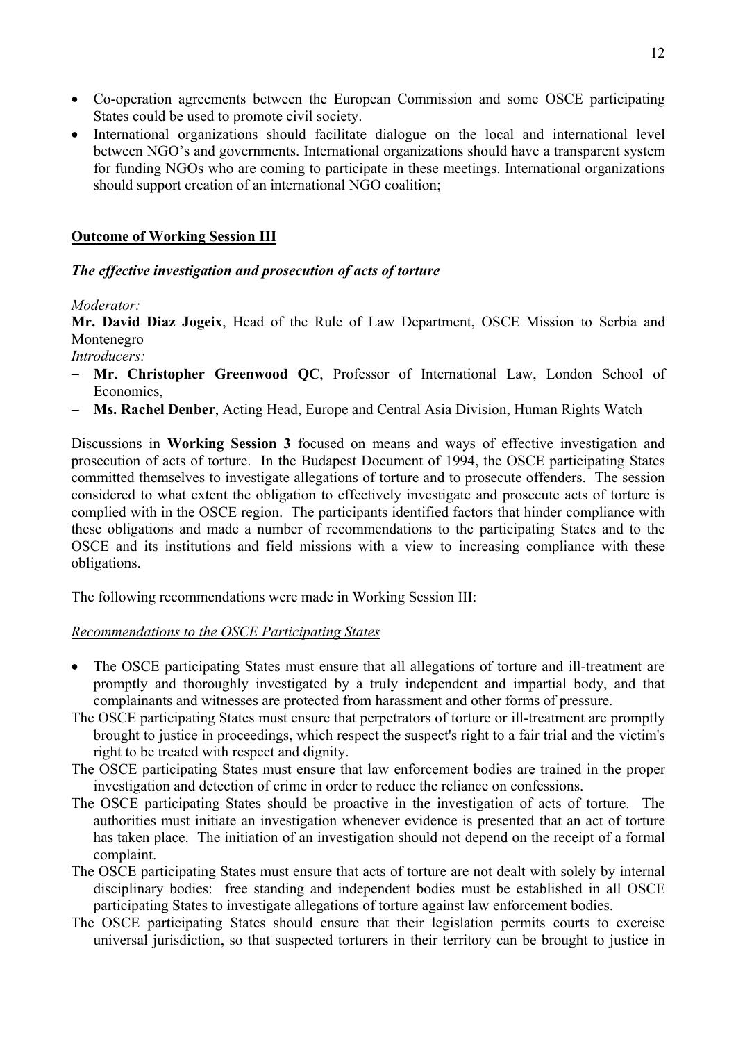- Co-operation agreements between the European Commission and some OSCE participating States could be used to promote civil society.
- International organizations should facilitate dialogue on the local and international level between NGO's and governments. International organizations should have a transparent system for funding NGOs who are coming to participate in these meetings. International organizations should support creation of an international NGO coalition;

## Outcome of Working Session III

### *The effective investigation and prosecution of acts of torture*

*Moderator:*
**Mr. David Diaz Jogeix**, Head of the Rule of Law Department, OSCE Mission to Serbia and Montenegro
*Introducers:*

- **Mr. Christopher Greenwood QC**, Professor of International Law, London School of Economics,
- **Ms. Rachel Denber**, Acting Head, Europe and Central Asia Division, Human Rights Watch

Discussions in **Working Session 3** focused on means and ways of effective investigation and prosecution of acts of torture. In the Budapest Document of 1994, the OSCE participating States committed themselves to investigate allegations of torture and to prosecute offenders. The session considered to what extent the obligation to effectively investigate and prosecute acts of torture is complied with in the OSCE region. The participants identified factors that hinder compliance with these obligations and made a number of recommendations to the participating States and to the OSCE and its institutions and field missions with a view to increasing compliance with these obligations.

The following recommendations were made in Working Session III:

*Recommendations to the OSCE Participating States*

- The OSCE participating States must ensure that all allegations of torture and ill-treatment are promptly and thoroughly investigated by a truly independent and impartial body, and that complainants and witnesses are protected from harassment and other forms of pressure.
- The OSCE participating States must ensure that perpetrators of torture or ill-treatment are promptly brought to justice in proceedings, which respect the suspect's right to a fair trial and the victim's right to be treated with respect and dignity.
- The OSCE participating States must ensure that law enforcement bodies are trained in the proper investigation and detection of crime in order to reduce the reliance on confessions.
- The OSCE participating States should be proactive in the investigation of acts of torture. The authorities must initiate an investigation whenever evidence is presented that an act of torture has taken place. The initiation of an investigation should not depend on the receipt of a formal complaint.
- The OSCE participating States must ensure that acts of torture are not dealt with solely by internal disciplinary bodies: free standing and independent bodies must be established in all OSCE participating States to investigate allegations of torture against law enforcement bodies.
- The OSCE participating States should ensure that their legislation permits courts to exercise universal jurisdiction, so that suspected torturers in their territory can be brought to justice in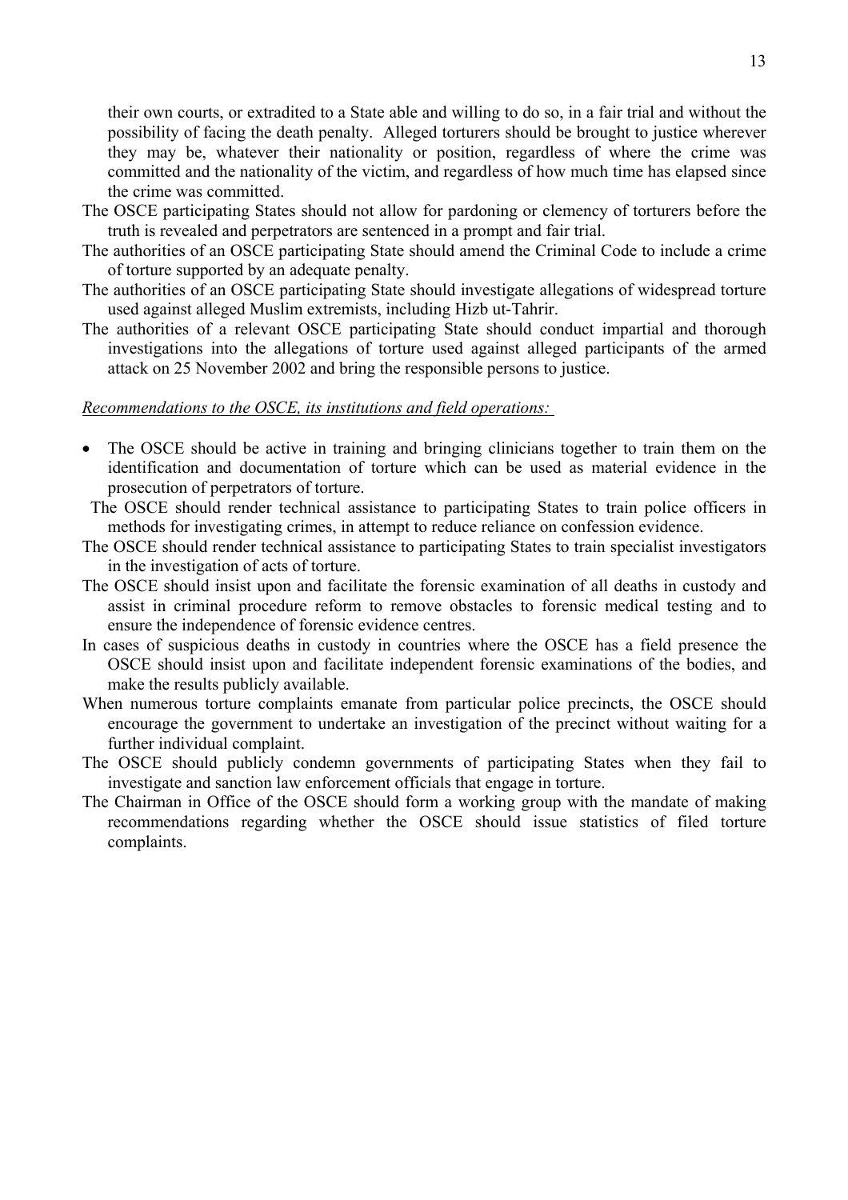their own courts, or extradited to a State able and willing to do so, in a fair trial and without the possibility of facing the death penalty. Alleged torturers should be brought to justice wherever they may be, whatever their nationality or position, regardless of where the crime was committed and the nationality of the victim, and regardless of how much time has elapsed since the crime was committed.

The OSCE participating States should not allow for pardoning or clemency of torturers before the truth is revealed and perpetrators are sentenced in a prompt and fair trial.

The authorities of an OSCE participating State should amend the Criminal Code to include a crime of torture supported by an adequate penalty.

The authorities of an OSCE participating State should investigate allegations of widespread torture used against alleged Muslim extremists, including Hizb ut-Tahrir.

The authorities of a relevant OSCE participating State should conduct impartial and thorough investigations into the allegations of torture used against alleged participants of the armed attack on 25 November 2002 and bring the responsible persons to justice.

*Recommendations to the OSCE, its institutions and field operations:*

- The OSCE should be active in training and bringing clinicians together to train them on the identification and documentation of torture which can be used as material evidence in the prosecution of perpetrators of torture.

The OSCE should render technical assistance to participating States to train police officers in methods for investigating crimes, in attempt to reduce reliance on confession evidence.

The OSCE should render technical assistance to participating States to train specialist investigators in the investigation of acts of torture.

The OSCE should insist upon and facilitate the forensic examination of all deaths in custody and assist in criminal procedure reform to remove obstacles to forensic medical testing and to ensure the independence of forensic evidence centres.

In cases of suspicious deaths in custody in countries where the OSCE has a field presence the OSCE should insist upon and facilitate independent forensic examinations of the bodies, and make the results publicly available.

When numerous torture complaints emanate from particular police precincts, the OSCE should encourage the government to undertake an investigation of the precinct without waiting for a further individual complaint.

The OSCE should publicly condemn governments of participating States when they fail to investigate and sanction law enforcement officials that engage in torture.

The Chairman in Office of the OSCE should form a working group with the mandate of making recommendations regarding whether the OSCE should issue statistics of filed torture complaints.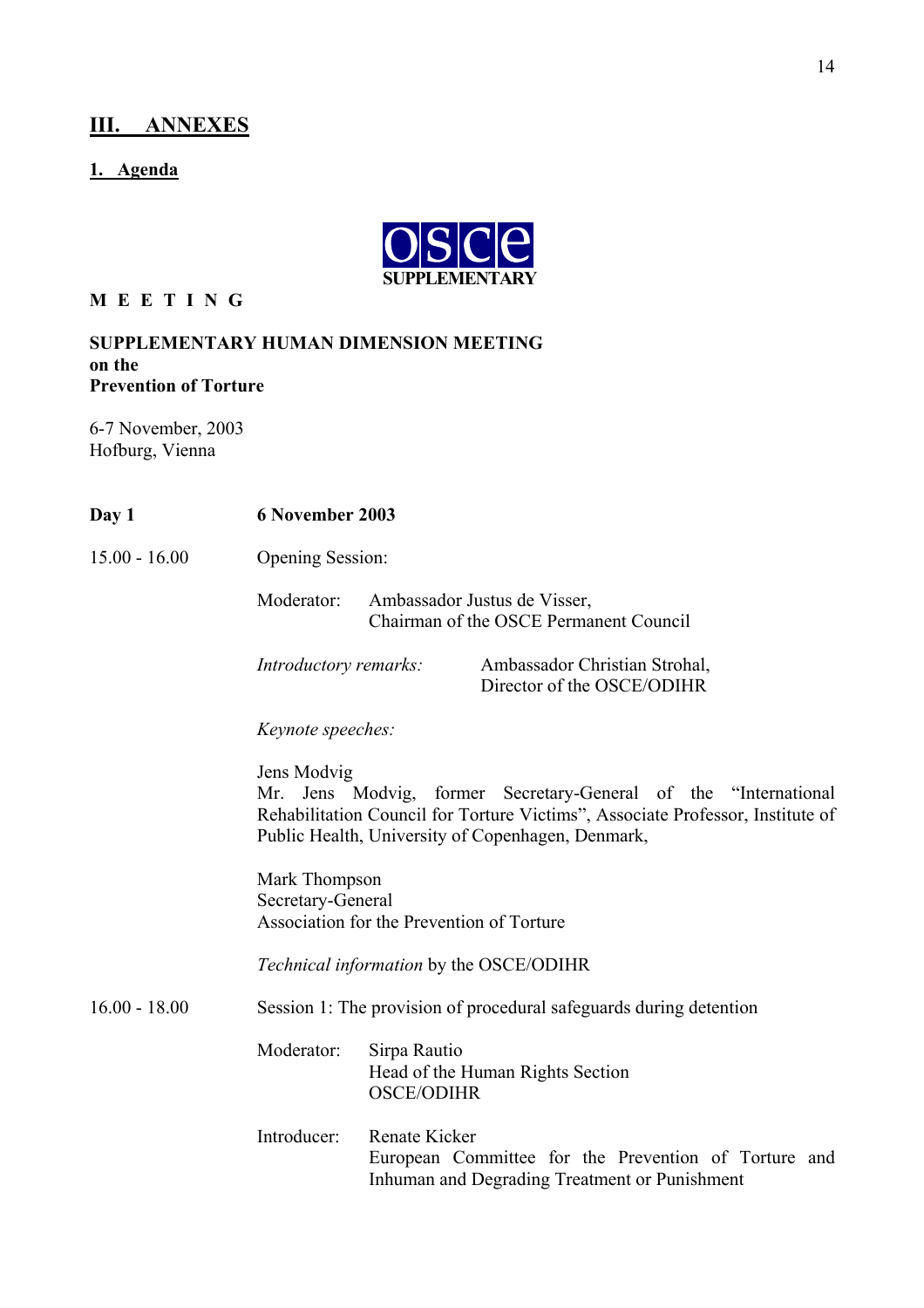# III. ANNEXES

## 1. Agenda

OSCE
SUPPLEMENTARY

**M E E T I N G**

**SUPPLEMENTARY HUMAN DIMENSION MEETING**
**on the**
**Prevention of Torture**

6-7 November, 2003
Hofburg, Vienna

**Day 1** **6 November 2003**

15.00 - 16.00 Opening Session:

Moderator: Ambassador Justus de Visser,
Chairman of the OSCE Permanent Council

*Introductory remarks:* Ambassador Christian Strohal,
Director of the OSCE/ODIHR

*Keynote speeches:*

Jens Modvig
Mr. Jens Modvig, former Secretary-General of the "International Rehabilitation Council for Torture Victims", Associate Professor, Institute of Public Health, University of Copenhagen, Denmark,

Mark Thompson
Secretary-General
Association for the Prevention of Torture

*Technical information* by the OSCE/ODIHR

16.00 - 18.00 Session 1: The provision of procedural safeguards during detention

Moderator: Sirpa Rautio
Head of the Human Rights Section
OSCE/ODIHR

Introducer: Renate Kicker
European Committee for the Prevention of Torture and Inhuman and Degrading Treatment or Punishment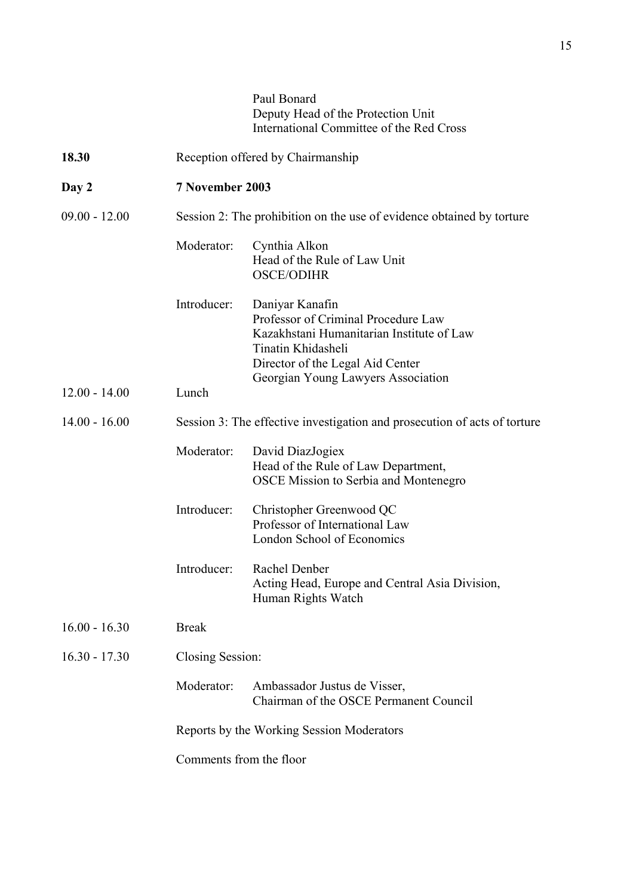Paul Bonard
Deputy Head of the Protection Unit
International Committee of the Red Cross

**18.30** Reception offered by Chairmanship

**Day 2** **7 November 2003**

09.00 - 12.00 Session 2: The prohibition on the use of evidence obtained by torture

Moderator: Cynthia Alkon
Head of the Rule of Law Unit
OSCE/ODIHR

Introducer: Daniyar Kanafin
Professor of Criminal Procedure Law
Kazakhstani Humanitarian Institute of Law
Tinatin Khidasheli
Director of the Legal Aid Center
Georgian Young Lawyers Association

12.00 - 14.00 Lunch

14.00 - 16.00 Session 3: The effective investigation and prosecution of acts of torture

Moderator: David DiazJogiex
Head of the Rule of Law Department,
OSCE Mission to Serbia and Montenegro

Introducer: Christopher Greenwood QC
Professor of International Law
London School of Economics

Introducer: Rachel Denber
Acting Head, Europe and Central Asia Division,
Human Rights Watch

16.00 - 16.30 Break

16.30 - 17.30 Closing Session:

Moderator: Ambassador Justus de Visser,
Chairman of the OSCE Permanent Council

Reports by the Working Session Moderators

Comments from the floor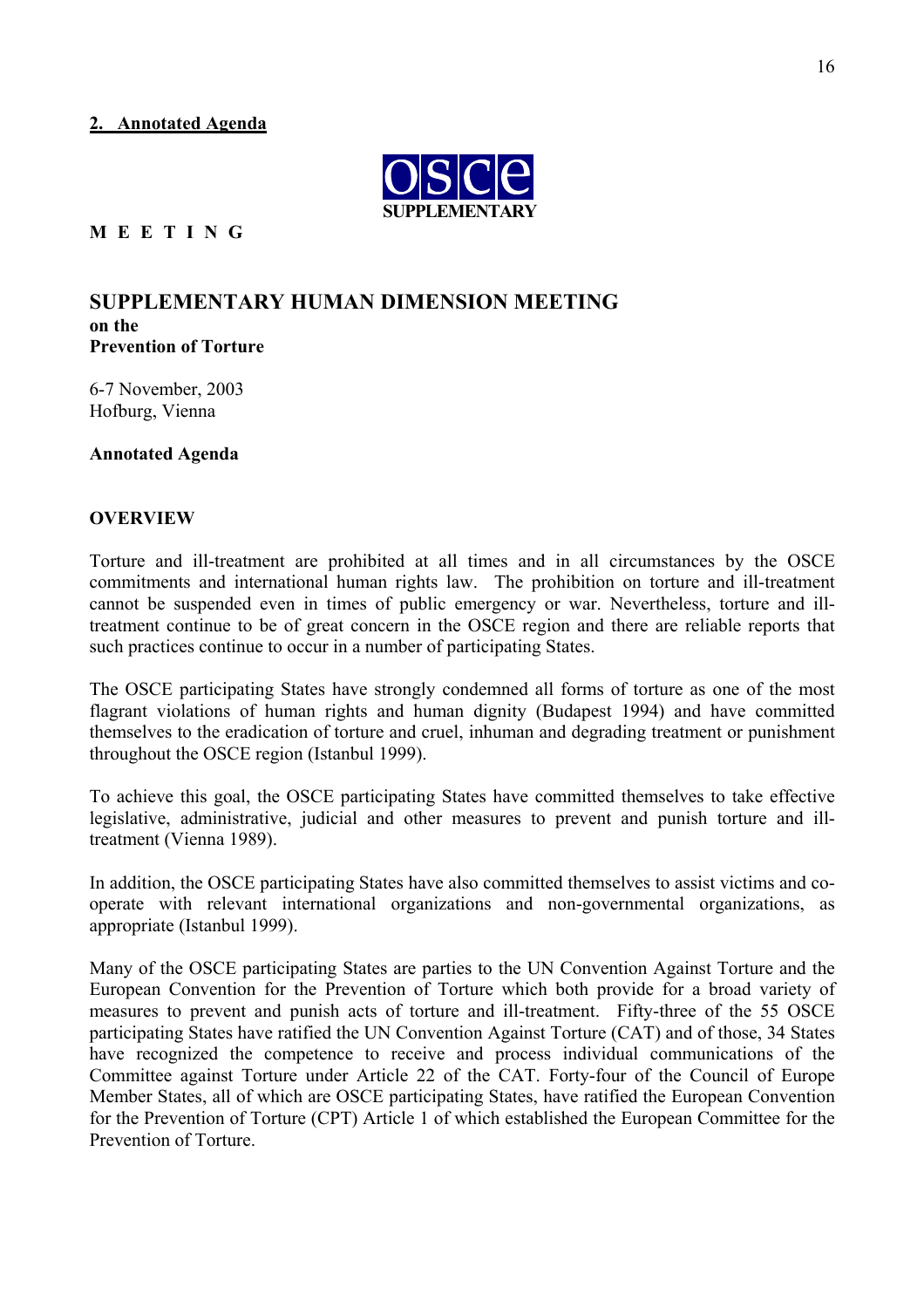## 2. Annotated Agenda

**SUPPLEMENTARY**

**M E E T I N G**

# SUPPLEMENTARY HUMAN DIMENSION MEETING

**on the**
**Prevention of Torture**

6-7 November, 2003
Hofburg, Vienna

**Annotated Agenda**

**OVERVIEW**

Torture and ill-treatment are prohibited at all times and in all circumstances by the OSCE commitments and international human rights law. The prohibition on torture and ill-treatment cannot be suspended even in times of public emergency or war. Nevertheless, torture and ill-treatment continue to be of great concern in the OSCE region and there are reliable reports that such practices continue to occur in a number of participating States.

The OSCE participating States have strongly condemned all forms of torture as one of the most flagrant violations of human rights and human dignity (Budapest 1994) and have committed themselves to the eradication of torture and cruel, inhuman and degrading treatment or punishment throughout the OSCE region (Istanbul 1999).

To achieve this goal, the OSCE participating States have committed themselves to take effective legislative, administrative, judicial and other measures to prevent and punish torture and ill-treatment (Vienna 1989).

In addition, the OSCE participating States have also committed themselves to assist victims and co-operate with relevant international organizations and non-governmental organizations, as appropriate (Istanbul 1999).

Many of the OSCE participating States are parties to the UN Convention Against Torture and the European Convention for the Prevention of Torture which both provide for a broad variety of measures to prevent and punish acts of torture and ill-treatment. Fifty-three of the 55 OSCE participating States have ratified the UN Convention Against Torture (CAT) and of those, 34 States have recognized the competence to receive and process individual communications of the Committee against Torture under Article 22 of the CAT. Forty-four of the Council of Europe Member States, all of which are OSCE participating States, have ratified the European Convention for the Prevention of Torture (CPT) Article 1 of which established the European Committee for the Prevention of Torture.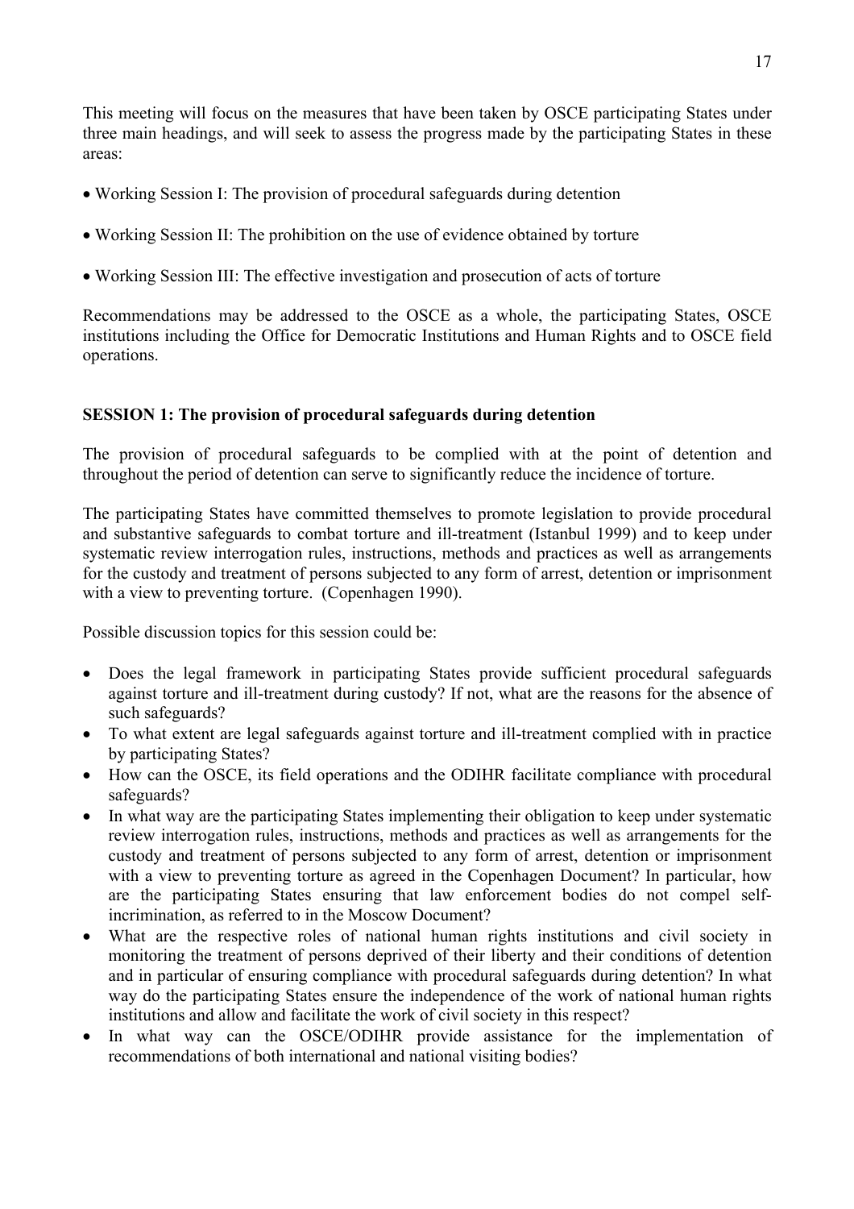This meeting will focus on the measures that have been taken by OSCE participating States under three main headings, and will seek to assess the progress made by the participating States in these areas:

- Working Session I: The provision of procedural safeguards during detention

- Working Session II: The prohibition on the use of evidence obtained by torture

- Working Session III: The effective investigation and prosecution of acts of torture

Recommendations may be addressed to the OSCE as a whole, the participating States, OSCE institutions including the Office for Democratic Institutions and Human Rights and to OSCE field operations.

**SESSION 1: The provision of procedural safeguards during detention**

The provision of procedural safeguards to be complied with at the point of detention and throughout the period of detention can serve to significantly reduce the incidence of torture.

The participating States have committed themselves to promote legislation to provide procedural and substantive safeguards to combat torture and ill-treatment (Istanbul 1999) and to keep under systematic review interrogation rules, instructions, methods and practices as well as arrangements for the custody and treatment of persons subjected to any form of arrest, detention or imprisonment with a view to preventing torture. (Copenhagen 1990).

Possible discussion topics for this session could be:

- Does the legal framework in participating States provide sufficient procedural safeguards against torture and ill-treatment during custody? If not, what are the reasons for the absence of such safeguards?
- To what extent are legal safeguards against torture and ill-treatment complied with in practice by participating States?
- How can the OSCE, its field operations and the ODIHR facilitate compliance with procedural safeguards?
- In what way are the participating States implementing their obligation to keep under systematic review interrogation rules, instructions, methods and practices as well as arrangements for the custody and treatment of persons subjected to any form of arrest, detention or imprisonment with a view to preventing torture as agreed in the Copenhagen Document? In particular, how are the participating States ensuring that law enforcement bodies do not compel self-incrimination, as referred to in the Moscow Document?
- What are the respective roles of national human rights institutions and civil society in monitoring the treatment of persons deprived of their liberty and their conditions of detention and in particular of ensuring compliance with procedural safeguards during detention? In what way do the participating States ensure the independence of the work of national human rights institutions and allow and facilitate the work of civil society in this respect?
- In what way can the OSCE/ODIHR provide assistance for the implementation of recommendations of both international and national visiting bodies?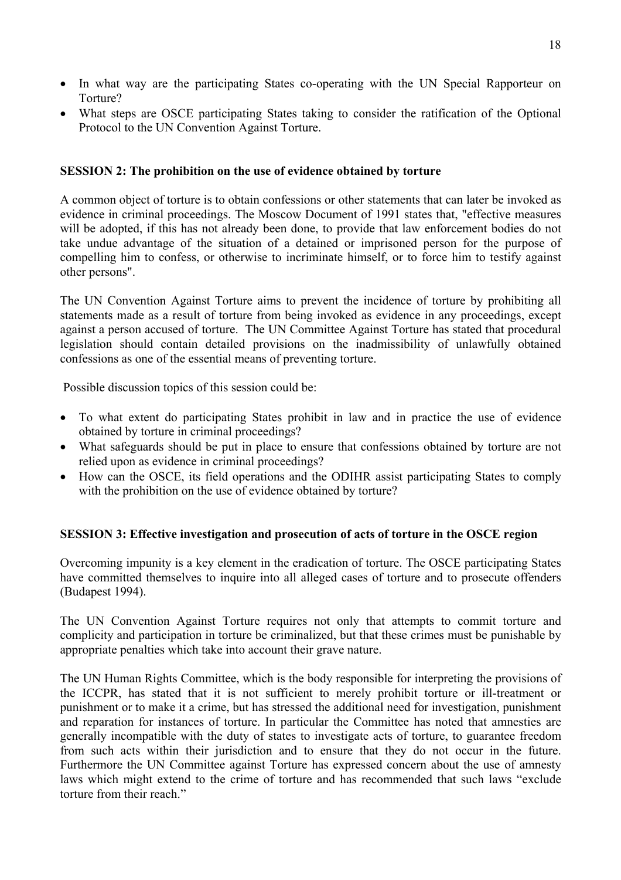- In what way are the participating States co-operating with the UN Special Rapporteur on Torture?
- What steps are OSCE participating States taking to consider the ratification of the Optional Protocol to the UN Convention Against Torture.

**SESSION 2: The prohibition on the use of evidence obtained by torture**

A common object of torture is to obtain confessions or other statements that can later be invoked as evidence in criminal proceedings. The Moscow Document of 1991 states that, "effective measures will be adopted, if this has not already been done, to provide that law enforcement bodies do not take undue advantage of the situation of a detained or imprisoned person for the purpose of compelling him to confess, or otherwise to incriminate himself, or to force him to testify against other persons".

The UN Convention Against Torture aims to prevent the incidence of torture by prohibiting all statements made as a result of torture from being invoked as evidence in any proceedings, except against a person accused of torture. The UN Committee Against Torture has stated that procedural legislation should contain detailed provisions on the inadmissibility of unlawfully obtained confessions as one of the essential means of preventing torture.

Possible discussion topics of this session could be:

- To what extent do participating States prohibit in law and in practice the use of evidence obtained by torture in criminal proceedings?
- What safeguards should be put in place to ensure that confessions obtained by torture are not relied upon as evidence in criminal proceedings?
- How can the OSCE, its field operations and the ODIHR assist participating States to comply with the prohibition on the use of evidence obtained by torture?

**SESSION 3: Effective investigation and prosecution of acts of torture in the OSCE region**

Overcoming impunity is a key element in the eradication of torture. The OSCE participating States have committed themselves to inquire into all alleged cases of torture and to prosecute offenders (Budapest 1994).

The UN Convention Against Torture requires not only that attempts to commit torture and complicity and participation in torture be criminalized, but that these crimes must be punishable by appropriate penalties which take into account their grave nature.

The UN Human Rights Committee, which is the body responsible for interpreting the provisions of the ICCPR, has stated that it is not sufficient to merely prohibit torture or ill-treatment or punishment or to make it a crime, but has stressed the additional need for investigation, punishment and reparation for instances of torture. In particular the Committee has noted that amnesties are generally incompatible with the duty of states to investigate acts of torture, to guarantee freedom from such acts within their jurisdiction and to ensure that they do not occur in the future. Furthermore the UN Committee against Torture has expressed concern about the use of amnesty laws which might extend to the crime of torture and has recommended that such laws "exclude torture from their reach."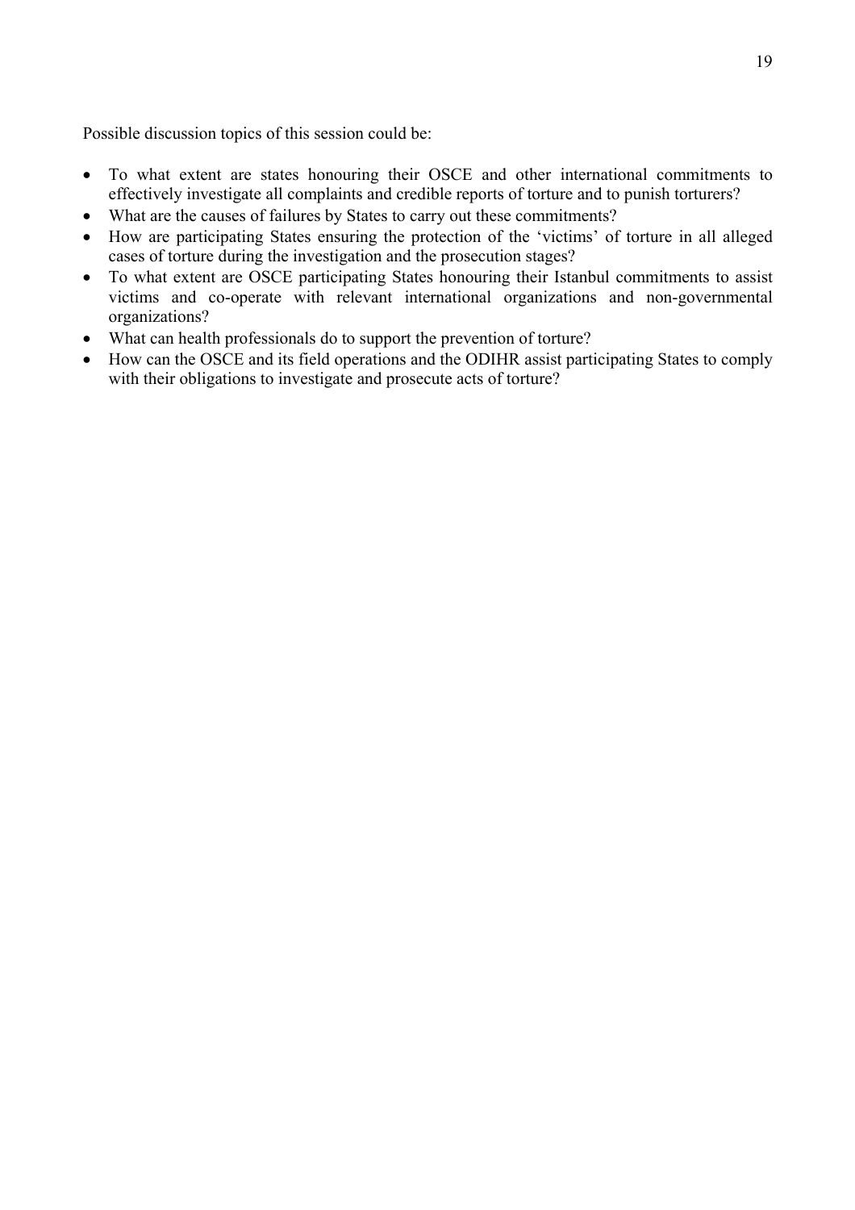Possible discussion topics of this session could be:

- To what extent are states honouring their OSCE and other international commitments to effectively investigate all complaints and credible reports of torture and to punish torturers?
- What are the causes of failures by States to carry out these commitments?
- How are participating States ensuring the protection of the 'victims' of torture in all alleged cases of torture during the investigation and the prosecution stages?
- To what extent are OSCE participating States honouring their Istanbul commitments to assist victims and co-operate with relevant international organizations and non-governmental organizations?
- What can health professionals do to support the prevention of torture?
- How can the OSCE and its field operations and the ODIHR assist participating States to comply with their obligations to investigate and prosecute acts of torture?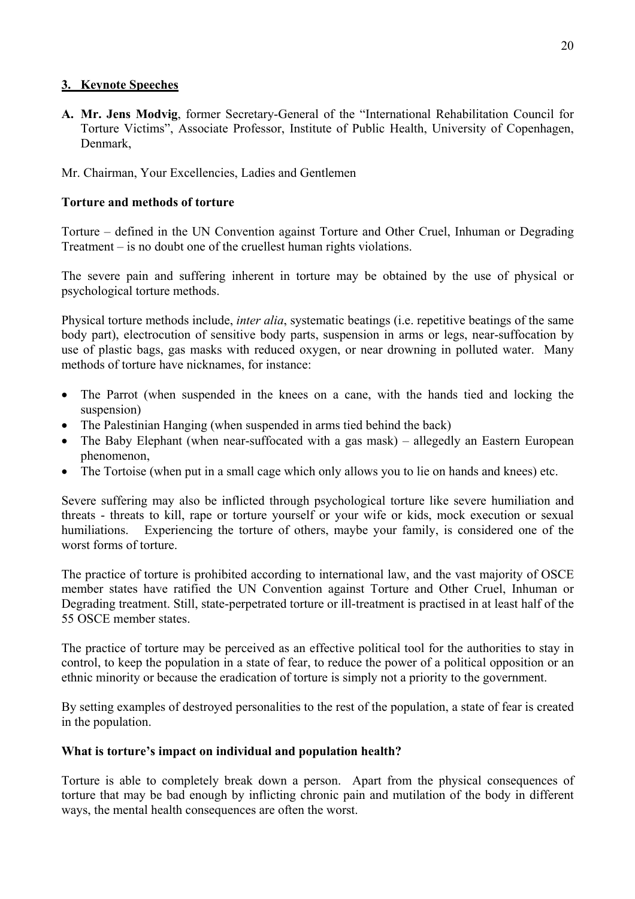## 3. Keynote Speeches

**A. Mr. Jens Modvig**, former Secretary-General of the "International Rehabilitation Council for Torture Victims", Associate Professor, Institute of Public Health, University of Copenhagen, Denmark,

Mr. Chairman, Your Excellencies, Ladies and Gentlemen

### Torture and methods of torture

Torture – defined in the UN Convention against Torture and Other Cruel, Inhuman or Degrading Treatment – is no doubt one of the cruellest human rights violations.

The severe pain and suffering inherent in torture may be obtained by the use of physical or psychological torture methods.

Physical torture methods include, *inter alia*, systematic beatings (i.e. repetitive beatings of the same body part), electrocution of sensitive body parts, suspension in arms or legs, near-suffocation by use of plastic bags, gas masks with reduced oxygen, or near drowning in polluted water. Many methods of torture have nicknames, for instance:

- The Parrot (when suspended in the knees on a cane, with the hands tied and locking the suspension)
- The Palestinian Hanging (when suspended in arms tied behind the back)
- The Baby Elephant (when near-suffocated with a gas mask) – allegedly an Eastern European phenomenon,
- The Tortoise (when put in a small cage which only allows you to lie on hands and knees) etc.

Severe suffering may also be inflicted through psychological torture like severe humiliation and threats - threats to kill, rape or torture yourself or your wife or kids, mock execution or sexual humiliations. Experiencing the torture of others, maybe your family, is considered one of the worst forms of torture.

The practice of torture is prohibited according to international law, and the vast majority of OSCE member states have ratified the UN Convention against Torture and Other Cruel, Inhuman or Degrading treatment. Still, state-perpetrated torture or ill-treatment is practised in at least half of the 55 OSCE member states.

The practice of torture may be perceived as an effective political tool for the authorities to stay in control, to keep the population in a state of fear, to reduce the power of a political opposition or an ethnic minority or because the eradication of torture is simply not a priority to the government.

By setting examples of destroyed personalities to the rest of the population, a state of fear is created in the population.

### What is torture's impact on individual and population health?

Torture is able to completely break down a person. Apart from the physical consequences of torture that may be bad enough by inflicting chronic pain and mutilation of the body in different ways, the mental health consequences are often the worst.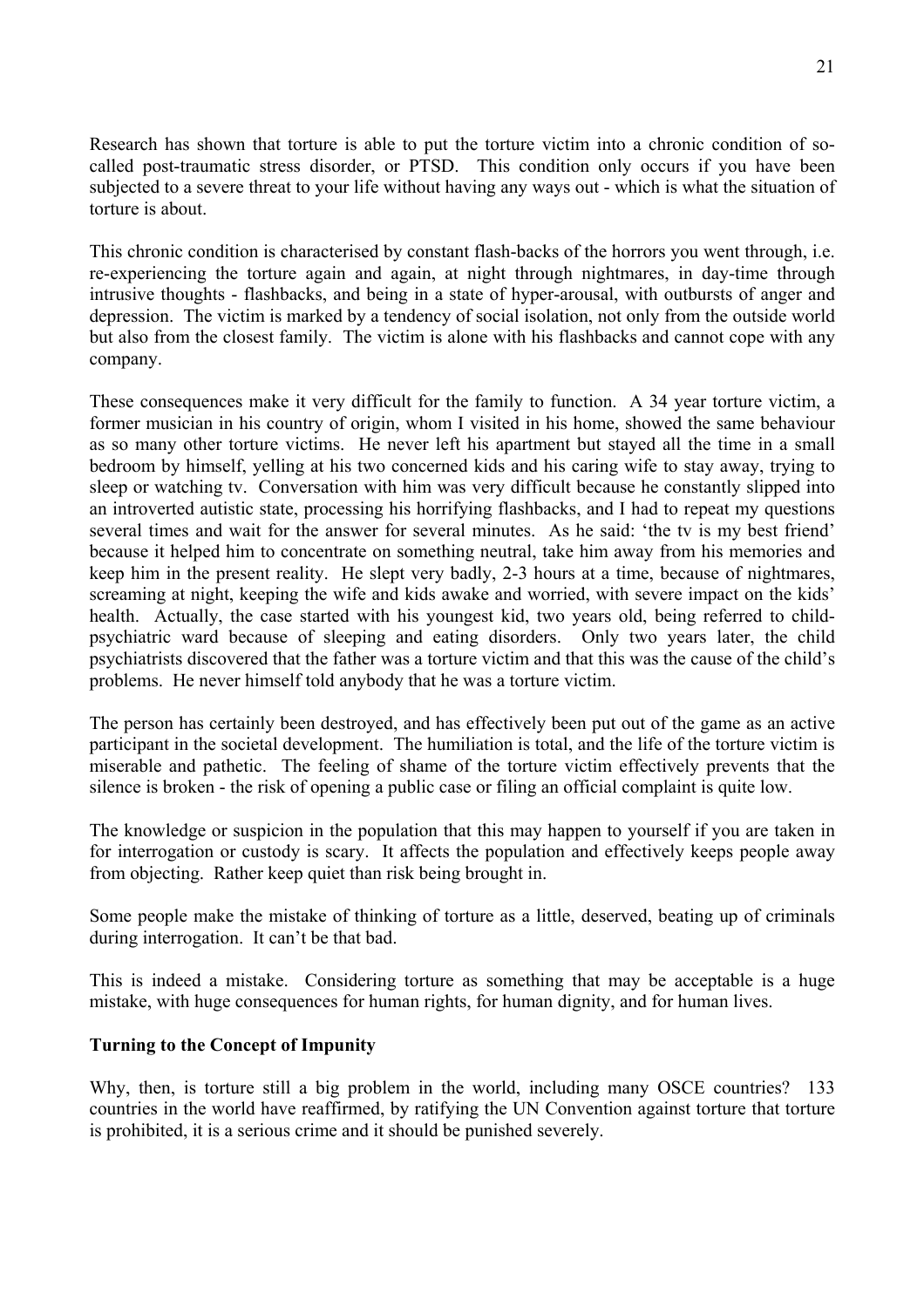Research has shown that torture is able to put the torture victim into a chronic condition of so-called post-traumatic stress disorder, or PTSD. This condition only occurs if you have been subjected to a severe threat to your life without having any ways out - which is what the situation of torture is about.

This chronic condition is characterised by constant flash-backs of the horrors you went through, i.e. re-experiencing the torture again and again, at night through nightmares, in day-time through intrusive thoughts - flashbacks, and being in a state of hyper-arousal, with outbursts of anger and depression. The victim is marked by a tendency of social isolation, not only from the outside world but also from the closest family. The victim is alone with his flashbacks and cannot cope with any company.

These consequences make it very difficult for the family to function. A 34 year torture victim, a former musician in his country of origin, whom I visited in his home, showed the same behaviour as so many other torture victims. He never left his apartment but stayed all the time in a small bedroom by himself, yelling at his two concerned kids and his caring wife to stay away, trying to sleep or watching tv. Conversation with him was very difficult because he constantly slipped into an introverted autistic state, processing his horrifying flashbacks, and I had to repeat my questions several times and wait for the answer for several minutes. As he said: 'the tv is my best friend' because it helped him to concentrate on something neutral, take him away from his memories and keep him in the present reality. He slept very badly, 2-3 hours at a time, because of nightmares, screaming at night, keeping the wife and kids awake and worried, with severe impact on the kids' health. Actually, the case started with his youngest kid, two years old, being referred to child-psychiatric ward because of sleeping and eating disorders. Only two years later, the child psychiatrists discovered that the father was a torture victim and that this was the cause of the child's problems. He never himself told anybody that he was a torture victim.

The person has certainly been destroyed, and has effectively been put out of the game as an active participant in the societal development. The humiliation is total, and the life of the torture victim is miserable and pathetic. The feeling of shame of the torture victim effectively prevents that the silence is broken - the risk of opening a public case or filing an official complaint is quite low.

The knowledge or suspicion in the population that this may happen to yourself if you are taken in for interrogation or custody is scary. It affects the population and effectively keeps people away from objecting. Rather keep quiet than risk being brought in.

Some people make the mistake of thinking of torture as a little, deserved, beating up of criminals during interrogation. It can't be that bad.

This is indeed a mistake. Considering torture as something that may be acceptable is a huge mistake, with huge consequences for human rights, for human dignity, and for human lives.

**Turning to the Concept of Impunity**

Why, then, is torture still a big problem in the world, including many OSCE countries? 133 countries in the world have reaffirmed, by ratifying the UN Convention against torture that torture is prohibited, it is a serious crime and it should be punished severely.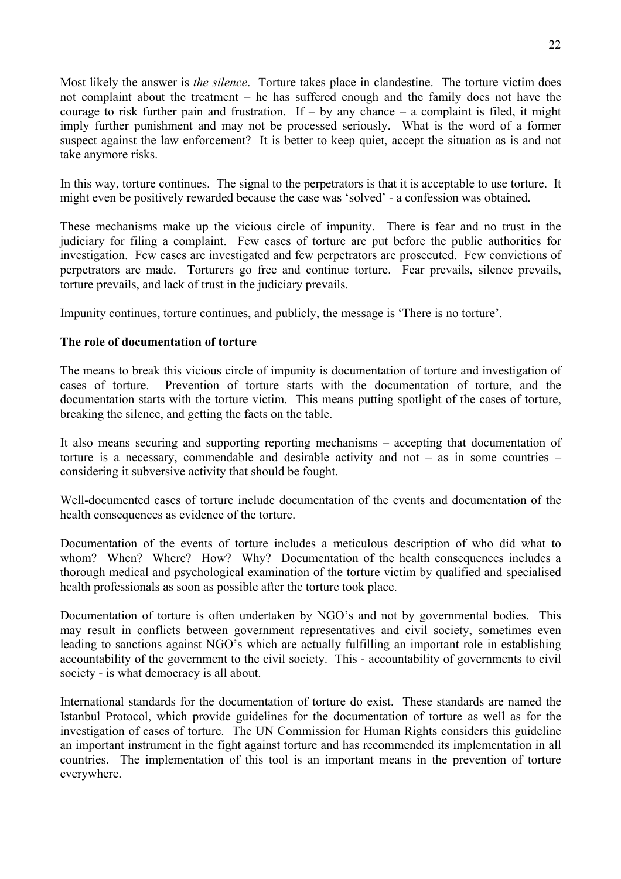Most likely the answer is *the silence*. Torture takes place in clandestine. The torture victim does not complaint about the treatment – he has suffered enough and the family does not have the courage to risk further pain and frustration. If – by any chance – a complaint is filed, it might imply further punishment and may not be processed seriously. What is the word of a former suspect against the law enforcement? It is better to keep quiet, accept the situation as is and not take anymore risks.

In this way, torture continues. The signal to the perpetrators is that it is acceptable to use torture. It might even be positively rewarded because the case was 'solved' - a confession was obtained.

These mechanisms make up the vicious circle of impunity. There is fear and no trust in the judiciary for filing a complaint. Few cases of torture are put before the public authorities for investigation. Few cases are investigated and few perpetrators are prosecuted. Few convictions of perpetrators are made. Torturers go free and continue torture. Fear prevails, silence prevails, torture prevails, and lack of trust in the judiciary prevails.

Impunity continues, torture continues, and publicly, the message is 'There is no torture'.

**The role of documentation of torture**

The means to break this vicious circle of impunity is documentation of torture and investigation of cases of torture. Prevention of torture starts with the documentation of torture, and the documentation starts with the torture victim. This means putting spotlight of the cases of torture, breaking the silence, and getting the facts on the table.

It also means securing and supporting reporting mechanisms – accepting that documentation of torture is a necessary, commendable and desirable activity and not – as in some countries – considering it subversive activity that should be fought.

Well-documented cases of torture include documentation of the events and documentation of the health consequences as evidence of the torture.

Documentation of the events of torture includes a meticulous description of who did what to whom? When? Where? How? Why? Documentation of the health consequences includes a thorough medical and psychological examination of the torture victim by qualified and specialised health professionals as soon as possible after the torture took place.

Documentation of torture is often undertaken by NGO's and not by governmental bodies. This may result in conflicts between government representatives and civil society, sometimes even leading to sanctions against NGO's which are actually fulfilling an important role in establishing accountability of the government to the civil society. This - accountability of governments to civil society - is what democracy is all about.

International standards for the documentation of torture do exist. These standards are named the Istanbul Protocol, which provide guidelines for the documentation of torture as well as for the investigation of cases of torture. The UN Commission for Human Rights considers this guideline an important instrument in the fight against torture and has recommended its implementation in all countries. The implementation of this tool is an important means in the prevention of torture everywhere.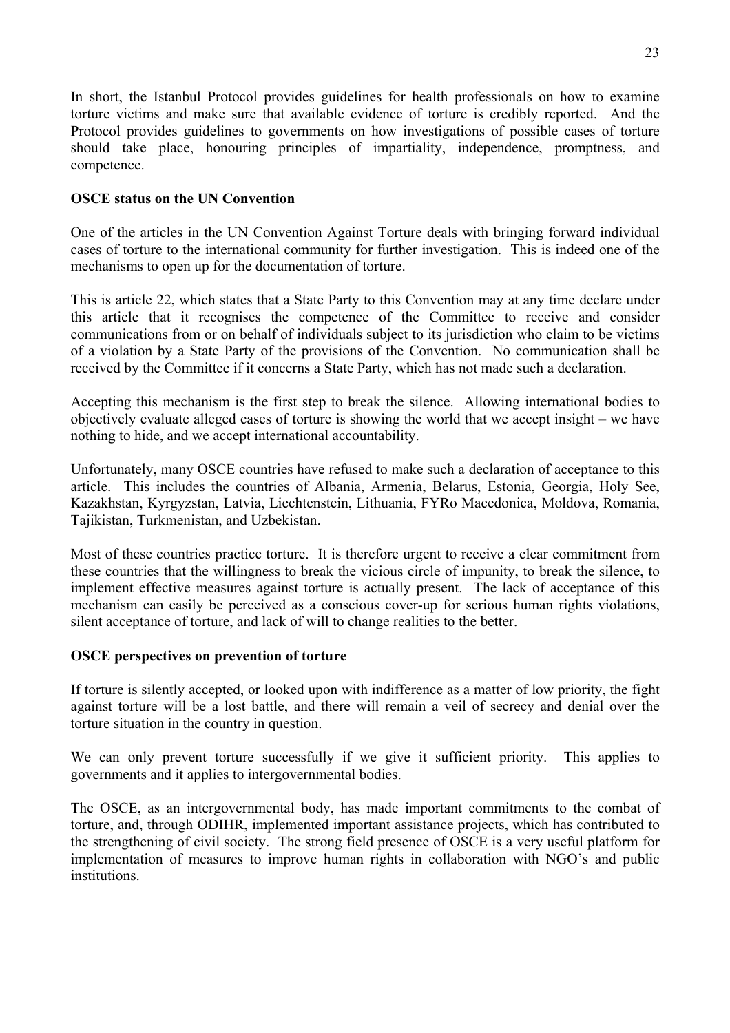In short, the Istanbul Protocol provides guidelines for health professionals on how to examine torture victims and make sure that available evidence of torture is credibly reported. And the Protocol provides guidelines to governments on how investigations of possible cases of torture should take place, honouring principles of impartiality, independence, promptness, and competence.

**OSCE status on the UN Convention**

One of the articles in the UN Convention Against Torture deals with bringing forward individual cases of torture to the international community for further investigation. This is indeed one of the mechanisms to open up for the documentation of torture.

This is article 22, which states that a State Party to this Convention may at any time declare under this article that it recognises the competence of the Committee to receive and consider communications from or on behalf of individuals subject to its jurisdiction who claim to be victims of a violation by a State Party of the provisions of the Convention. No communication shall be received by the Committee if it concerns a State Party, which has not made such a declaration.

Accepting this mechanism is the first step to break the silence. Allowing international bodies to objectively evaluate alleged cases of torture is showing the world that we accept insight – we have nothing to hide, and we accept international accountability.

Unfortunately, many OSCE countries have refused to make such a declaration of acceptance to this article. This includes the countries of Albania, Armenia, Belarus, Estonia, Georgia, Holy See, Kazakhstan, Kyrgyzstan, Latvia, Liechtenstein, Lithuania, FYRo Macedonica, Moldova, Romania, Tajikistan, Turkmenistan, and Uzbekistan.

Most of these countries practice torture. It is therefore urgent to receive a clear commitment from these countries that the willingness to break the vicious circle of impunity, to break the silence, to implement effective measures against torture is actually present. The lack of acceptance of this mechanism can easily be perceived as a conscious cover-up for serious human rights violations, silent acceptance of torture, and lack of will to change realities to the better.

**OSCE perspectives on prevention of torture**

If torture is silently accepted, or looked upon with indifference as a matter of low priority, the fight against torture will be a lost battle, and there will remain a veil of secrecy and denial over the torture situation in the country in question.

We can only prevent torture successfully if we give it sufficient priority. This applies to governments and it applies to intergovernmental bodies.

The OSCE, as an intergovernmental body, has made important commitments to the combat of torture, and, through ODIHR, implemented important assistance projects, which has contributed to the strengthening of civil society. The strong field presence of OSCE is a very useful platform for implementation of measures to improve human rights in collaboration with NGO's and public institutions.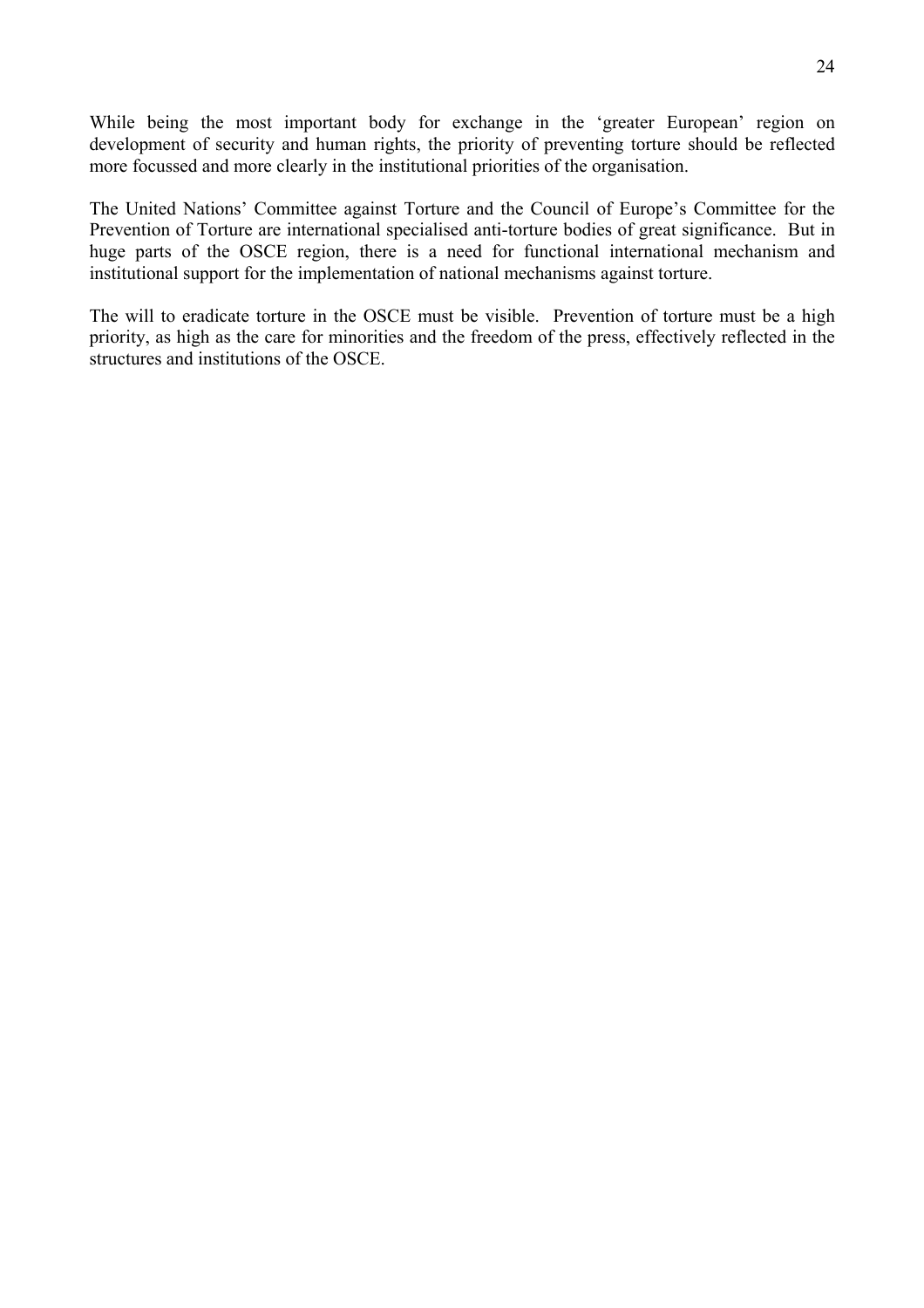While being the most important body for exchange in the 'greater European' region on development of security and human rights, the priority of preventing torture should be reflected more focussed and more clearly in the institutional priorities of the organisation.

The United Nations' Committee against Torture and the Council of Europe's Committee for the Prevention of Torture are international specialised anti-torture bodies of great significance. But in huge parts of the OSCE region, there is a need for functional international mechanism and institutional support for the implementation of national mechanisms against torture.

The will to eradicate torture in the OSCE must be visible. Prevention of torture must be a high priority, as high as the care for minorities and the freedom of the press, effectively reflected in the structures and institutions of the OSCE.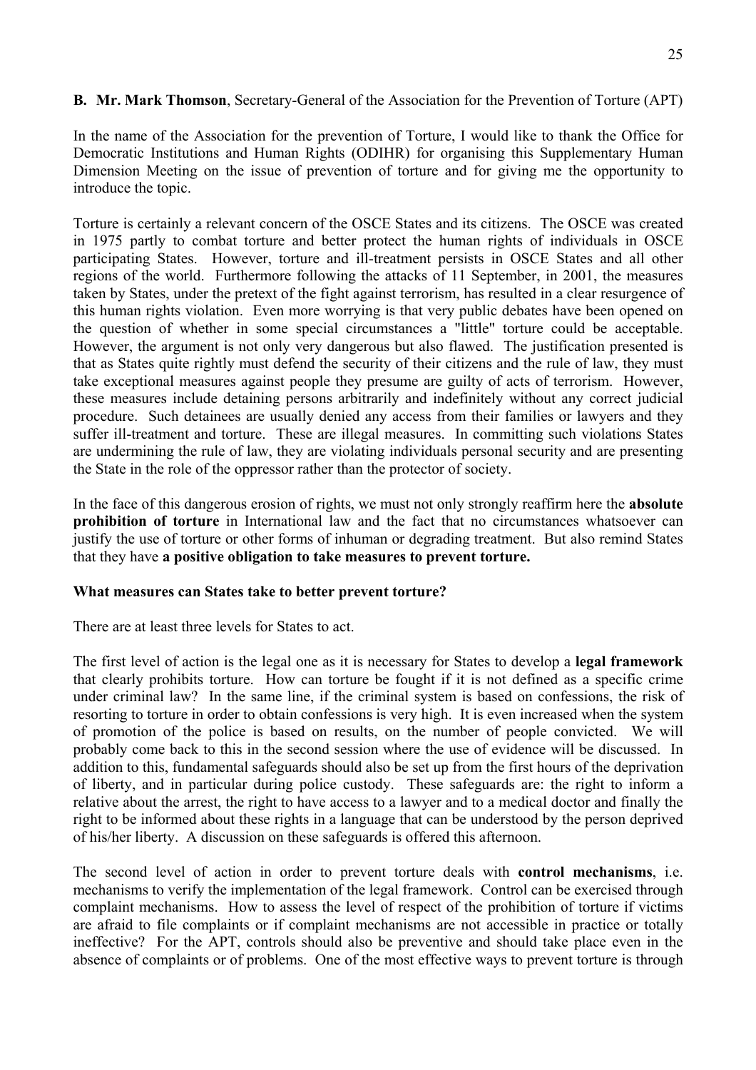**B. Mr. Mark Thomson**, Secretary-General of the Association for the Prevention of Torture (APT)

In the name of the Association for the prevention of Torture, I would like to thank the Office for Democratic Institutions and Human Rights (ODIHR) for organising this Supplementary Human Dimension Meeting on the issue of prevention of torture and for giving me the opportunity to introduce the topic.

Torture is certainly a relevant concern of the OSCE States and its citizens. The OSCE was created in 1975 partly to combat torture and better protect the human rights of individuals in OSCE participating States. However, torture and ill-treatment persists in OSCE States and all other regions of the world. Furthermore following the attacks of 11 September, in 2001, the measures taken by States, under the pretext of the fight against terrorism, has resulted in a clear resurgence of this human rights violation. Even more worrying is that very public debates have been opened on the question of whether in some special circumstances a "little" torture could be acceptable. However, the argument is not only very dangerous but also flawed. The justification presented is that as States quite rightly must defend the security of their citizens and the rule of law, they must take exceptional measures against people they presume are guilty of acts of terrorism. However, these measures include detaining persons arbitrarily and indefinitely without any correct judicial procedure. Such detainees are usually denied any access from their families or lawyers and they suffer ill-treatment and torture. These are illegal measures. In committing such violations States are undermining the rule of law, they are violating individuals personal security and are presenting the State in the role of the oppressor rather than the protector of society.

In the face of this dangerous erosion of rights, we must not only strongly reaffirm here the **absolute prohibition of torture** in International law and the fact that no circumstances whatsoever can justify the use of torture or other forms of inhuman or degrading treatment. But also remind States that they have **a positive obligation to take measures to prevent torture.**

**What measures can States take to better prevent torture?**

There are at least three levels for States to act.

The first level of action is the legal one as it is necessary for States to develop a **legal framework** that clearly prohibits torture. How can torture be fought if it is not defined as a specific crime under criminal law? In the same line, if the criminal system is based on confessions, the risk of resorting to torture in order to obtain confessions is very high. It is even increased when the system of promotion of the police is based on results, on the number of people convicted. We will probably come back to this in the second session where the use of evidence will be discussed. In addition to this, fundamental safeguards should also be set up from the first hours of the deprivation of liberty, and in particular during police custody. These safeguards are: the right to inform a relative about the arrest, the right to have access to a lawyer and to a medical doctor and finally the right to be informed about these rights in a language that can be understood by the person deprived of his/her liberty. A discussion on these safeguards is offered this afternoon.

The second level of action in order to prevent torture deals with **control mechanisms**, i.e. mechanisms to verify the implementation of the legal framework. Control can be exercised through complaint mechanisms. How to assess the level of respect of the prohibition of torture if victims are afraid to file complaints or if complaint mechanisms are not accessible in practice or totally ineffective? For the APT, controls should also be preventive and should take place even in the absence of complaints or of problems. One of the most effective ways to prevent torture is through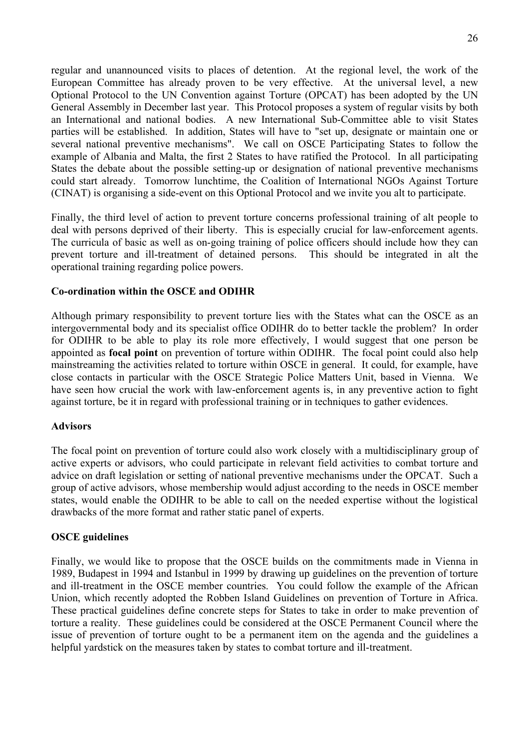regular and unannounced visits to places of detention. At the regional level, the work of the European Committee has already proven to be very effective. At the universal level, a new Optional Protocol to the UN Convention against Torture (OPCAT) has been adopted by the UN General Assembly in December last year. This Protocol proposes a system of regular visits by both an International and national bodies. A new International Sub-Committee able to visit States parties will be established. In addition, States will have to "set up, designate or maintain one or several national preventive mechanisms". We call on OSCE Participating States to follow the example of Albania and Malta, the first 2 States to have ratified the Protocol. In all participating States the debate about the possible setting-up or designation of national preventive mechanisms could start already. Tomorrow lunchtime, the Coalition of International NGOs Against Torture (CINAT) is organising a side-event on this Optional Protocol and we invite you alt to participate.

Finally, the third level of action to prevent torture concerns professional training of alt people to deal with persons deprived of their liberty. This is especially crucial for law-enforcement agents. The curricula of basic as well as on-going training of police officers should include how they can prevent torture and ill-treatment of detained persons. This should be integrated in alt the operational training regarding police powers.

**Co-ordination within the OSCE and ODIHR**

Although primary responsibility to prevent torture lies with the States what can the OSCE as an intergovernmental body and its specialist office ODIHR do to better tackle the problem? In order for ODIHR to be able to play its role more effectively, I would suggest that one person be appointed as **focal point** on prevention of torture within ODIHR. The focal point could also help mainstreaming the activities related to torture within OSCE in general. It could, for example, have close contacts in particular with the OSCE Strategic Police Matters Unit, based in Vienna. We have seen how crucial the work with law-enforcement agents is, in any preventive action to fight against torture, be it in regard with professional training or in techniques to gather evidences.

**Advisors**

The focal point on prevention of torture could also work closely with a multidisciplinary group of active experts or advisors, who could participate in relevant field activities to combat torture and advice on draft legislation or setting of national preventive mechanisms under the OPCAT. Such a group of active advisors, whose membership would adjust according to the needs in OSCE member states, would enable the ODIHR to be able to call on the needed expertise without the logistical drawbacks of the more format and rather static panel of experts.

**OSCE guidelines**

Finally, we would like to propose that the OSCE builds on the commitments made in Vienna in 1989, Budapest in 1994 and Istanbul in 1999 by drawing up guidelines on the prevention of torture and ill-treatment in the OSCE member countries. You could follow the example of the African Union, which recently adopted the Robben Island Guidelines on prevention of Torture in Africa. These practical guidelines define concrete steps for States to take in order to make prevention of torture a reality. These guidelines could be considered at the OSCE Permanent Council where the issue of prevention of torture ought to be a permanent item on the agenda and the guidelines a helpful yardstick on the measures taken by states to combat torture and ill-treatment.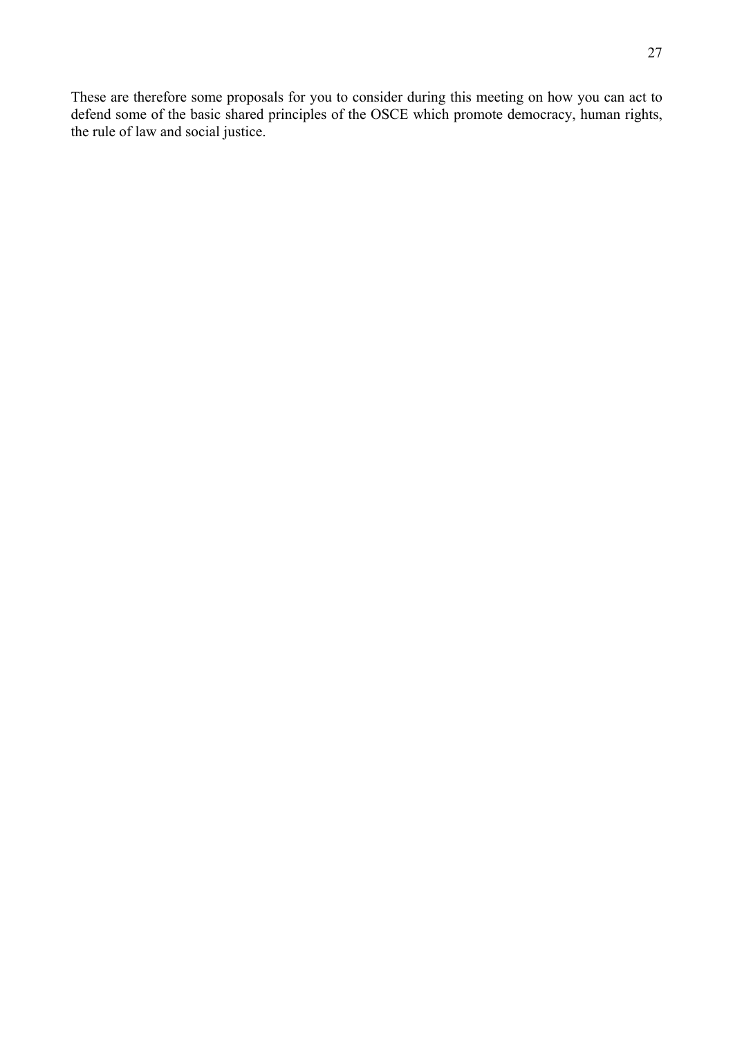These are therefore some proposals for you to consider during this meeting on how you can act to defend some of the basic shared principles of the OSCE which promote democracy, human rights, the rule of law and social justice.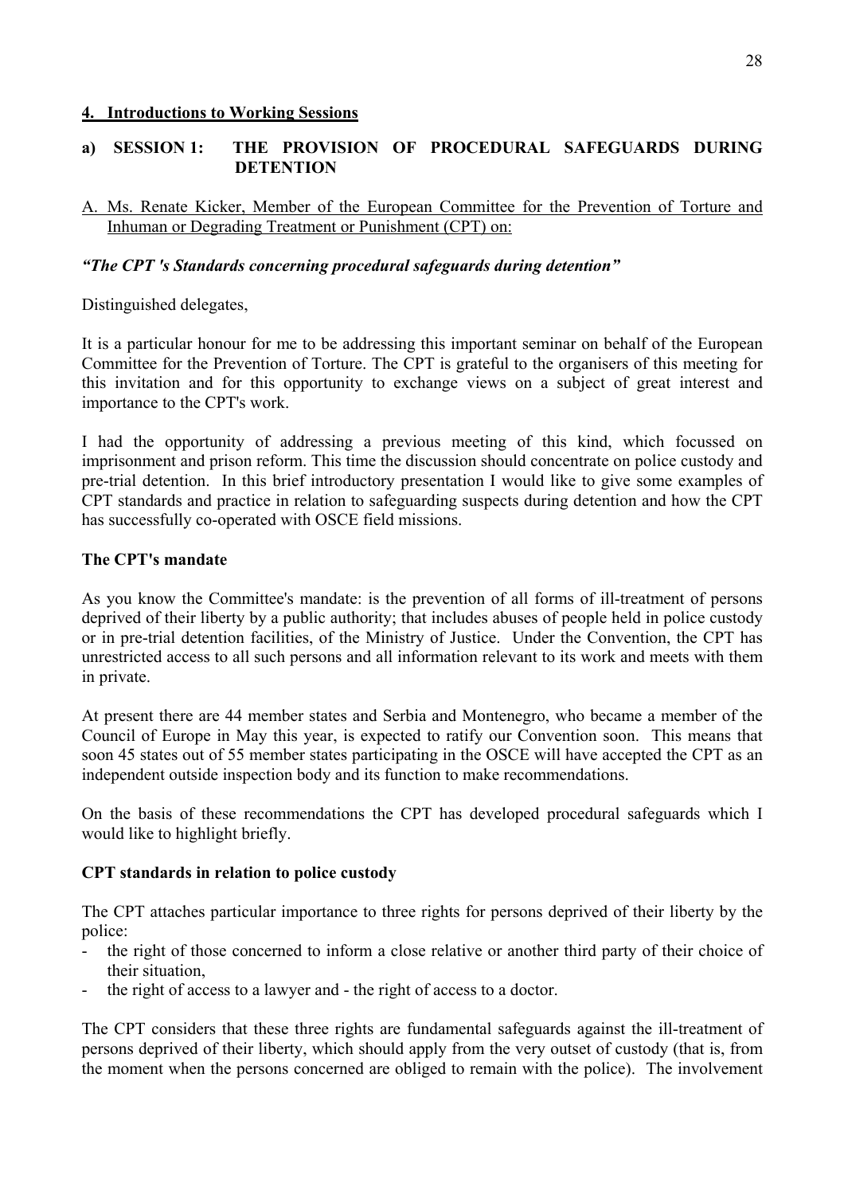## 4. Introductions to Working Sessions

### a) SESSION 1: THE PROVISION OF PROCEDURAL SAFEGUARDS DURING DETENTION

A. Ms. Renate Kicker, Member of the European Committee for the Prevention of Torture and Inhuman or Degrading Treatment or Punishment (CPT) on:

*"The CPT 's Standards concerning procedural safeguards during detention"*

Distinguished delegates,

It is a particular honour for me to be addressing this important seminar on behalf of the European Committee for the Prevention of Torture. The CPT is grateful to the organisers of this meeting for this invitation and for this opportunity to exchange views on a subject of great interest and importance to the CPT's work.

I had the opportunity of addressing a previous meeting of this kind, which focussed on imprisonment and prison reform. This time the discussion should concentrate on police custody and pre-trial detention. In this brief introductory presentation I would like to give some examples of CPT standards and practice in relation to safeguarding suspects during detention and how the CPT has successfully co-operated with OSCE field missions.

**The CPT's mandate**

As you know the Committee's mandate: is the prevention of all forms of ill-treatment of persons deprived of their liberty by a public authority; that includes abuses of people held in police custody or in pre-trial detention facilities, of the Ministry of Justice. Under the Convention, the CPT has unrestricted access to all such persons and all information relevant to its work and meets with them in private.

At present there are 44 member states and Serbia and Montenegro, who became a member of the Council of Europe in May this year, is expected to ratify our Convention soon. This means that soon 45 states out of 55 member states participating in the OSCE will have accepted the CPT as an independent outside inspection body and its function to make recommendations.

On the basis of these recommendations the CPT has developed procedural safeguards which I would like to highlight briefly.

**CPT standards in relation to police custody**

The CPT attaches particular importance to three rights for persons deprived of their liberty by the police:

- the right of those concerned to inform a close relative or another third party of their choice of their situation,
- the right of access to a lawyer and - the right of access to a doctor.

The CPT considers that these three rights are fundamental safeguards against the ill-treatment of persons deprived of their liberty, which should apply from the very outset of custody (that is, from the moment when the persons concerned are obliged to remain with the police). The involvement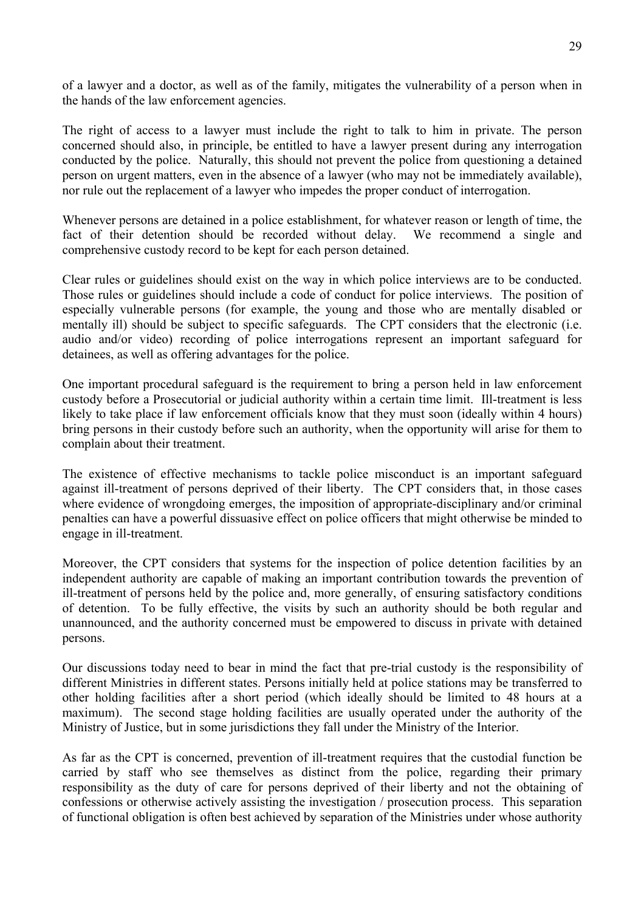of a lawyer and a doctor, as well as of the family, mitigates the vulnerability of a person when in the hands of the law enforcement agencies.

The right of access to a lawyer must include the right to talk to him in private. The person concerned should also, in principle, be entitled to have a lawyer present during any interrogation conducted by the police. Naturally, this should not prevent the police from questioning a detained person on urgent matters, even in the absence of a lawyer (who may not be immediately available), nor rule out the replacement of a lawyer who impedes the proper conduct of interrogation.

Whenever persons are detained in a police establishment, for whatever reason or length of time, the fact of their detention should be recorded without delay. We recommend a single and comprehensive custody record to be kept for each person detained.

Clear rules or guidelines should exist on the way in which police interviews are to be conducted. Those rules or guidelines should include a code of conduct for police interviews. The position of especially vulnerable persons (for example, the young and those who are mentally disabled or mentally ill) should be subject to specific safeguards. The CPT considers that the electronic (i.e. audio and/or video) recording of police interrogations represent an important safeguard for detainees, as well as offering advantages for the police.

One important procedural safeguard is the requirement to bring a person held in law enforcement custody before a Prosecutorial or judicial authority within a certain time limit. Ill-treatment is less likely to take place if law enforcement officials know that they must soon (ideally within 4 hours) bring persons in their custody before such an authority, when the opportunity will arise for them to complain about their treatment.

The existence of effective mechanisms to tackle police misconduct is an important safeguard against ill-treatment of persons deprived of their liberty. The CPT considers that, in those cases where evidence of wrongdoing emerges, the imposition of appropriate-disciplinary and/or criminal penalties can have a powerful dissuasive effect on police officers that might otherwise be minded to engage in ill-treatment.

Moreover, the CPT considers that systems for the inspection of police detention facilities by an independent authority are capable of making an important contribution towards the prevention of ill-treatment of persons held by the police and, more generally, of ensuring satisfactory conditions of detention. To be fully effective, the visits by such an authority should be both regular and unannounced, and the authority concerned must be empowered to discuss in private with detained persons.

Our discussions today need to bear in mind the fact that pre-trial custody is the responsibility of different Ministries in different states. Persons initially held at police stations may be transferred to other holding facilities after a short period (which ideally should be limited to 48 hours at a maximum). The second stage holding facilities are usually operated under the authority of the Ministry of Justice, but in some jurisdictions they fall under the Ministry of the Interior.

As far as the CPT is concerned, prevention of ill-treatment requires that the custodial function be carried by staff who see themselves as distinct from the police, regarding their primary responsibility as the duty of care for persons deprived of their liberty and not the obtaining of confessions or otherwise actively assisting the investigation / prosecution process. This separation of functional obligation is often best achieved by separation of the Ministries under whose authority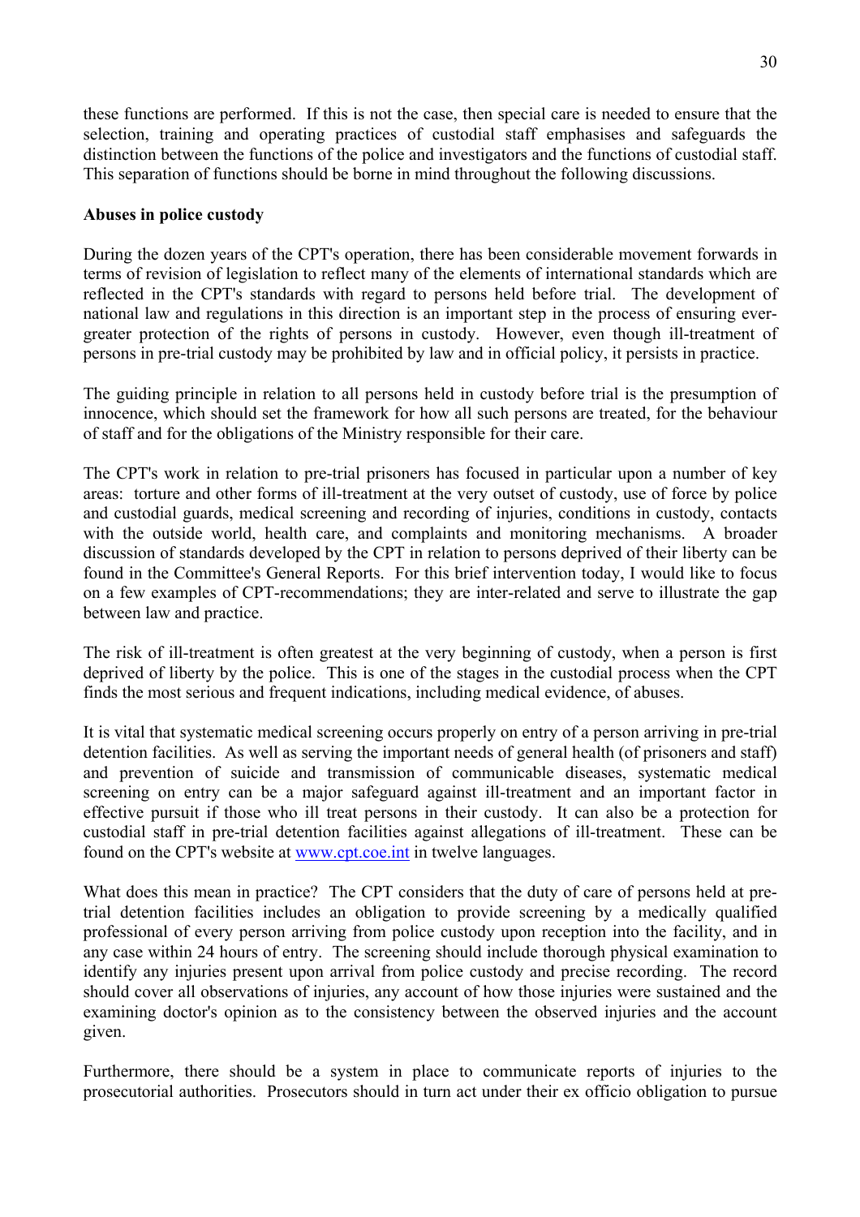these functions are performed. If this is not the case, then special care is needed to ensure that the selection, training and operating practices of custodial staff emphasises and safeguards the distinction between the functions of the police and investigators and the functions of custodial staff. This separation of functions should be borne in mind throughout the following discussions.

**Abuses in police custody**

During the dozen years of the CPT's operation, there has been considerable movement forwards in terms of revision of legislation to reflect many of the elements of international standards which are reflected in the CPT's standards with regard to persons held before trial. The development of national law and regulations in this direction is an important step in the process of ensuring ever-greater protection of the rights of persons in custody. However, even though ill-treatment of persons in pre-trial custody may be prohibited by law and in official policy, it persists in practice.

The guiding principle in relation to all persons held in custody before trial is the presumption of innocence, which should set the framework for how all such persons are treated, for the behaviour of staff and for the obligations of the Ministry responsible for their care.

The CPT's work in relation to pre-trial prisoners has focused in particular upon a number of key areas: torture and other forms of ill-treatment at the very outset of custody, use of force by police and custodial guards, medical screening and recording of injuries, conditions in custody, contacts with the outside world, health care, and complaints and monitoring mechanisms. A broader discussion of standards developed by the CPT in relation to persons deprived of their liberty can be found in the Committee's General Reports. For this brief intervention today, I would like to focus on a few examples of CPT-recommendations; they are inter-related and serve to illustrate the gap between law and practice.

The risk of ill-treatment is often greatest at the very beginning of custody, when a person is first deprived of liberty by the police. This is one of the stages in the custodial process when the CPT finds the most serious and frequent indications, including medical evidence, of abuses.

It is vital that systematic medical screening occurs properly on entry of a person arriving in pre-trial detention facilities. As well as serving the important needs of general health (of prisoners and staff) and prevention of suicide and transmission of communicable diseases, systematic medical screening on entry can be a major safeguard against ill-treatment and an important factor in effective pursuit if those who ill treat persons in their custody. It can also be a protection for custodial staff in pre-trial detention facilities against allegations of ill-treatment. These can be found on the CPT's website at www.cpt.coe.int in twelve languages.

What does this mean in practice? The CPT considers that the duty of care of persons held at pre-trial detention facilities includes an obligation to provide screening by a medically qualified professional of every person arriving from police custody upon reception into the facility, and in any case within 24 hours of entry. The screening should include thorough physical examination to identify any injuries present upon arrival from police custody and precise recording. The record should cover all observations of injuries, any account of how those injuries were sustained and the examining doctor's opinion as to the consistency between the observed injuries and the account given.

Furthermore, there should be a system in place to communicate reports of injuries to the prosecutorial authorities. Prosecutors should in turn act under their ex officio obligation to pursue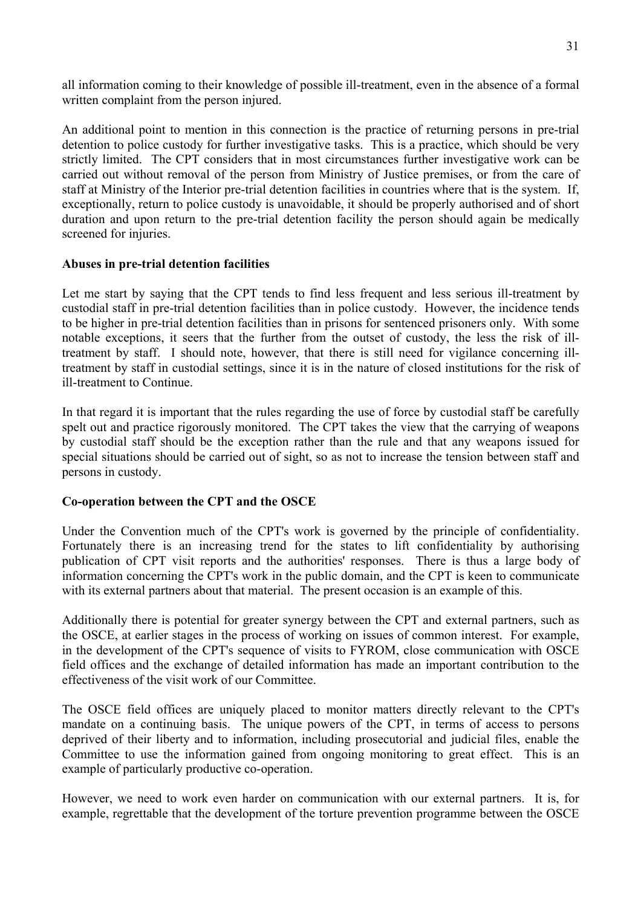all information coming to their knowledge of possible ill-treatment, even in the absence of a formal written complaint from the person injured.

An additional point to mention in this connection is the practice of returning persons in pre-trial detention to police custody for further investigative tasks. This is a practice, which should be very strictly limited. The CPT considers that in most circumstances further investigative work can be carried out without removal of the person from Ministry of Justice premises, or from the care of staff at Ministry of the Interior pre-trial detention facilities in countries where that is the system. If, exceptionally, return to police custody is unavoidable, it should be properly authorised and of short duration and upon return to the pre-trial detention facility the person should again be medically screened for injuries.

**Abuses in pre-trial detention facilities**

Let me start by saying that the CPT tends to find less frequent and less serious ill-treatment by custodial staff in pre-trial detention facilities than in police custody. However, the incidence tends to be higher in pre-trial detention facilities than in prisons for sentenced prisoners only. With some notable exceptions, it seers that the further from the outset of custody, the less the risk of ill-treatment by staff. I should note, however, that there is still need for vigilance concerning ill-treatment by staff in custodial settings, since it is in the nature of closed institutions for the risk of ill-treatment to Continue.

In that regard it is important that the rules regarding the use of force by custodial staff be carefully spelt out and practice rigorously monitored. The CPT takes the view that the carrying of weapons by custodial staff should be the exception rather than the rule and that any weapons issued for special situations should be carried out of sight, so as not to increase the tension between staff and persons in custody.

**Co-operation between the CPT and the OSCE**

Under the Convention much of the CPT's work is governed by the principle of confidentiality. Fortunately there is an increasing trend for the states to lift confidentiality by authorising publication of CPT visit reports and the authorities' responses. There is thus a large body of information concerning the CPT's work in the public domain, and the CPT is keen to communicate with its external partners about that material. The present occasion is an example of this.

Additionally there is potential for greater synergy between the CPT and external partners, such as the OSCE, at earlier stages in the process of working on issues of common interest. For example, in the development of the CPT's sequence of visits to FYROM, close communication with OSCE field offices and the exchange of detailed information has made an important contribution to the effectiveness of the visit work of our Committee.

The OSCE field offices are uniquely placed to monitor matters directly relevant to the CPT's mandate on a continuing basis. The unique powers of the CPT, in terms of access to persons deprived of their liberty and to information, including prosecutorial and judicial files, enable the Committee to use the information gained from ongoing monitoring to great effect. This is an example of particularly productive co-operation.

However, we need to work even harder on communication with our external partners. It is, for example, regrettable that the development of the torture prevention programme between the OSCE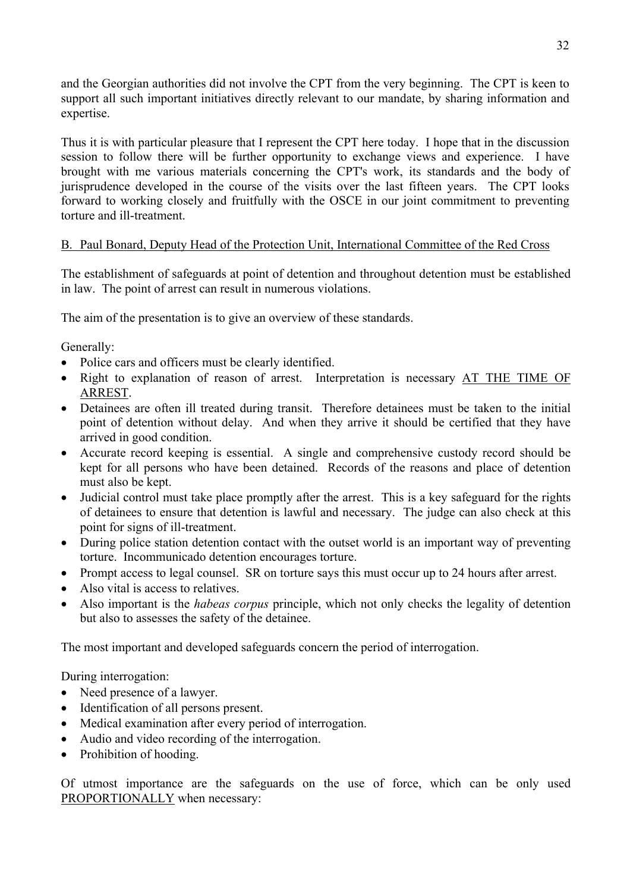and the Georgian authorities did not involve the CPT from the very beginning. The CPT is keen to support all such important initiatives directly relevant to our mandate, by sharing information and expertise.

Thus it is with particular pleasure that I represent the CPT here today. I hope that in the discussion session to follow there will be further opportunity to exchange views and experience. I have brought with me various materials concerning the CPT's work, its standards and the body of jurisprudence developed in the course of the visits over the last fifteen years. The CPT looks forward to working closely and fruitfully with the OSCE in our joint commitment to preventing torture and ill-treatment.

<u>B. Paul Bonard, Deputy Head of the Protection Unit, International Committee of the Red Cross</u>

The establishment of safeguards at point of detention and throughout detention must be established in law. The point of arrest can result in numerous violations.

The aim of the presentation is to give an overview of these standards.

Generally:

- Police cars and officers must be clearly identified.
- Right to explanation of reason of arrest. Interpretation is necessary <u>AT THE TIME OF ARREST</u>.
- Detainees are often ill treated during transit. Therefore detainees must be taken to the initial point of detention without delay. And when they arrive it should be certified that they have arrived in good condition.
- Accurate record keeping is essential. A single and comprehensive custody record should be kept for all persons who have been detained. Records of the reasons and place of detention must also be kept.
- Judicial control must take place promptly after the arrest. This is a key safeguard for the rights of detainees to ensure that detention is lawful and necessary. The judge can also check at this point for signs of ill-treatment.
- During police station detention contact with the outset world is an important way of preventing torture. Incommunicado detention encourages torture.
- Prompt access to legal counsel. SR on torture says this must occur up to 24 hours after arrest.
- Also vital is access to relatives.
- Also important is the *habeas corpus* principle, which not only checks the legality of detention but also to assesses the safety of the detainee.

The most important and developed safeguards concern the period of interrogation.

During interrogation:

- Need presence of a lawyer.
- Identification of all persons present.
- Medical examination after every period of interrogation.
- Audio and video recording of the interrogation.
- Prohibition of hooding.

Of utmost importance are the safeguards on the use of force, which can be only used <u>PROPORTIONALLY</u> when necessary: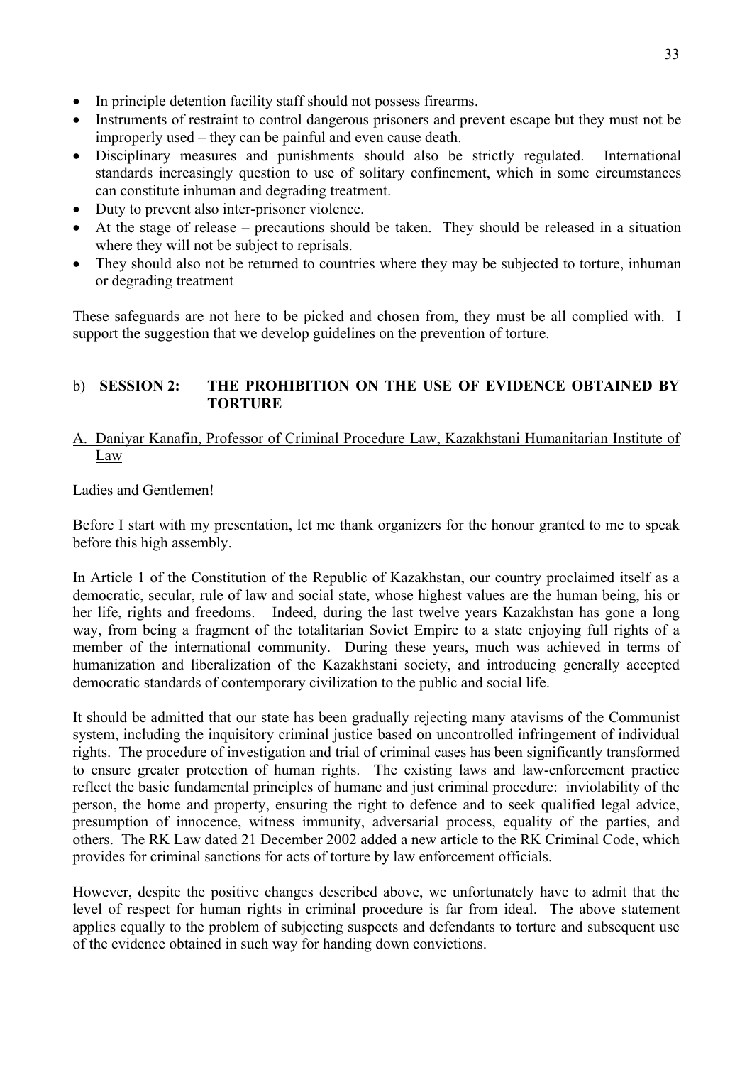- In principle detention facility staff should not possess firearms.
- Instruments of restraint to control dangerous prisoners and prevent escape but they must not be improperly used – they can be painful and even cause death.
- Disciplinary measures and punishments should also be strictly regulated. International standards increasingly question to use of solitary confinement, which in some circumstances can constitute inhuman and degrading treatment.
- Duty to prevent also inter-prisoner violence.
- At the stage of release – precautions should be taken. They should be released in a situation where they will not be subject to reprisals.
- They should also not be returned to countries where they may be subjected to torture, inhuman or degrading treatment

These safeguards are not here to be picked and chosen from, they must be all complied with. I support the suggestion that we develop guidelines on the prevention of torture.

## b) **SESSION 2: THE PROHIBITION ON THE USE OF EVIDENCE OBTAINED BY TORTURE**

### A. Daniyar Kanafin, Professor of Criminal Procedure Law, Kazakhstani Humanitarian Institute of Law

Ladies and Gentlemen!

Before I start with my presentation, let me thank organizers for the honour granted to me to speak before this high assembly.

In Article 1 of the Constitution of the Republic of Kazakhstan, our country proclaimed itself as a democratic, secular, rule of law and social state, whose highest values are the human being, his or her life, rights and freedoms. Indeed, during the last twelve years Kazakhstan has gone a long way, from being a fragment of the totalitarian Soviet Empire to a state enjoying full rights of a member of the international community. During these years, much was achieved in terms of humanization and liberalization of the Kazakhstani society, and introducing generally accepted democratic standards of contemporary civilization to the public and social life.

It should be admitted that our state has been gradually rejecting many atavisms of the Communist system, including the inquisitory criminal justice based on uncontrolled infringement of individual rights. The procedure of investigation and trial of criminal cases has been significantly transformed to ensure greater protection of human rights. The existing laws and law-enforcement practice reflect the basic fundamental principles of humane and just criminal procedure: inviolability of the person, the home and property, ensuring the right to defence and to seek qualified legal advice, presumption of innocence, witness immunity, adversarial process, equality of the parties, and others. The RK Law dated 21 December 2002 added a new article to the RK Criminal Code, which provides for criminal sanctions for acts of torture by law enforcement officials.

However, despite the positive changes described above, we unfortunately have to admit that the level of respect for human rights in criminal procedure is far from ideal. The above statement applies equally to the problem of subjecting suspects and defendants to torture and subsequent use of the evidence obtained in such way for handing down convictions.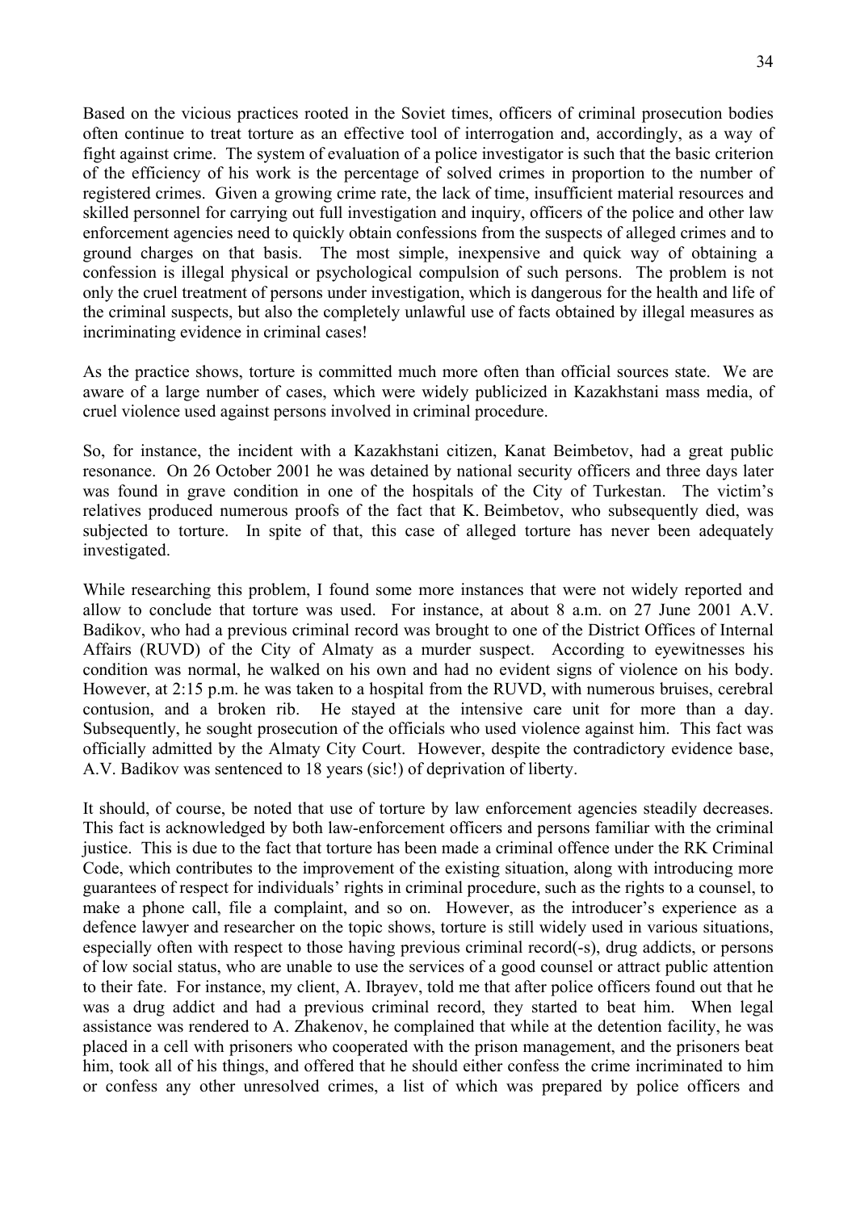Based on the vicious practices rooted in the Soviet times, officers of criminal prosecution bodies often continue to treat torture as an effective tool of interrogation and, accordingly, as a way of fight against crime. The system of evaluation of a police investigator is such that the basic criterion of the efficiency of his work is the percentage of solved crimes in proportion to the number of registered crimes. Given a growing crime rate, the lack of time, insufficient material resources and skilled personnel for carrying out full investigation and inquiry, officers of the police and other law enforcement agencies need to quickly obtain confessions from the suspects of alleged crimes and to ground charges on that basis. The most simple, inexpensive and quick way of obtaining a confession is illegal physical or psychological compulsion of such persons. The problem is not only the cruel treatment of persons under investigation, which is dangerous for the health and life of the criminal suspects, but also the completely unlawful use of facts obtained by illegal measures as incriminating evidence in criminal cases!

As the practice shows, torture is committed much more often than official sources state. We are aware of a large number of cases, which were widely publicized in Kazakhstani mass media, of cruel violence used against persons involved in criminal procedure.

So, for instance, the incident with a Kazakhstani citizen, Kanat Beimbetov, had a great public resonance. On 26 October 2001 he was detained by national security officers and three days later was found in grave condition in one of the hospitals of the City of Turkestan. The victim's relatives produced numerous proofs of the fact that K. Beimbetov, who subsequently died, was subjected to torture. In spite of that, this case of alleged torture has never been adequately investigated.

While researching this problem, I found some more instances that were not widely reported and allow to conclude that torture was used. For instance, at about 8 a.m. on 27 June 2001 A.V. Badikov, who had a previous criminal record was brought to one of the District Offices of Internal Affairs (RUVD) of the City of Almaty as a murder suspect. According to eyewitnesses his condition was normal, he walked on his own and had no evident signs of violence on his body. However, at 2:15 p.m. he was taken to a hospital from the RUVD, with numerous bruises, cerebral contusion, and a broken rib. He stayed at the intensive care unit for more than a day. Subsequently, he sought prosecution of the officials who used violence against him. This fact was officially admitted by the Almaty City Court. However, despite the contradictory evidence base, A.V. Badikov was sentenced to 18 years (sic!) of deprivation of liberty.

It should, of course, be noted that use of torture by law enforcement agencies steadily decreases. This fact is acknowledged by both law-enforcement officers and persons familiar with the criminal justice. This is due to the fact that torture has been made a criminal offence under the RK Criminal Code, which contributes to the improvement of the existing situation, along with introducing more guarantees of respect for individuals' rights in criminal procedure, such as the rights to a counsel, to make a phone call, file a complaint, and so on. However, as the introducer's experience as a defence lawyer and researcher on the topic shows, torture is still widely used in various situations, especially often with respect to those having previous criminal record(-s), drug addicts, or persons of low social status, who are unable to use the services of a good counsel or attract public attention to their fate. For instance, my client, A. Ibrayev, told me that after police officers found out that he was a drug addict and had a previous criminal record, they started to beat him. When legal assistance was rendered to A. Zhakenov, he complained that while at the detention facility, he was placed in a cell with prisoners who cooperated with the prison management, and the prisoners beat him, took all of his things, and offered that he should either confess the crime incriminated to him or confess any other unresolved crimes, a list of which was prepared by police officers and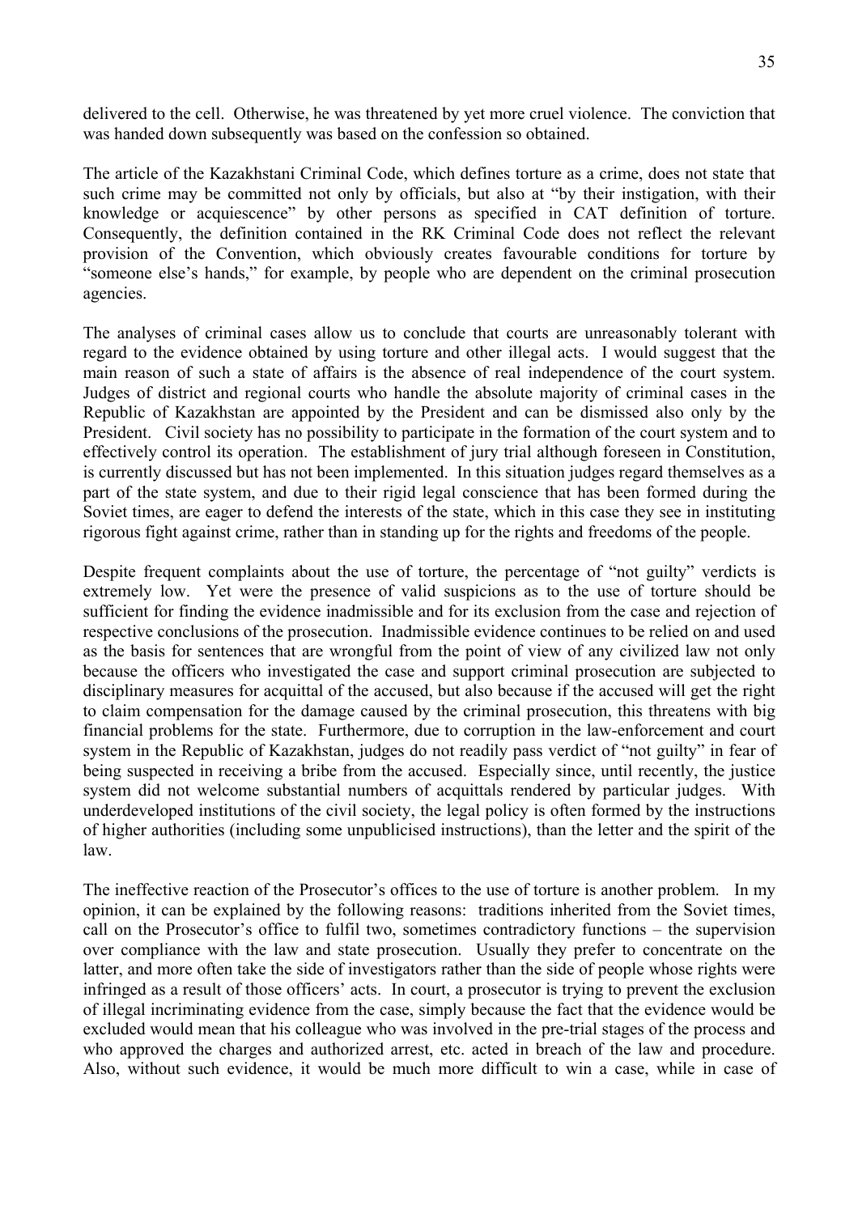delivered to the cell. Otherwise, he was threatened by yet more cruel violence. The conviction that was handed down subsequently was based on the confession so obtained.

The article of the Kazakhstani Criminal Code, which defines torture as a crime, does not state that such crime may be committed not only by officials, but also at "by their instigation, with their knowledge or acquiescence" by other persons as specified in CAT definition of torture. Consequently, the definition contained in the RK Criminal Code does not reflect the relevant provision of the Convention, which obviously creates favourable conditions for torture by "someone else's hands," for example, by people who are dependent on the criminal prosecution agencies.

The analyses of criminal cases allow us to conclude that courts are unreasonably tolerant with regard to the evidence obtained by using torture and other illegal acts. I would suggest that the main reason of such a state of affairs is the absence of real independence of the court system. Judges of district and regional courts who handle the absolute majority of criminal cases in the Republic of Kazakhstan are appointed by the President and can be dismissed also only by the President. Civil society has no possibility to participate in the formation of the court system and to effectively control its operation. The establishment of jury trial although foreseen in Constitution, is currently discussed but has not been implemented. In this situation judges regard themselves as a part of the state system, and due to their rigid legal conscience that has been formed during the Soviet times, are eager to defend the interests of the state, which in this case they see in instituting rigorous fight against crime, rather than in standing up for the rights and freedoms of the people.

Despite frequent complaints about the use of torture, the percentage of "not guilty" verdicts is extremely low. Yet were the presence of valid suspicions as to the use of torture should be sufficient for finding the evidence inadmissible and for its exclusion from the case and rejection of respective conclusions of the prosecution. Inadmissible evidence continues to be relied on and used as the basis for sentences that are wrongful from the point of view of any civilized law not only because the officers who investigated the case and support criminal prosecution are subjected to disciplinary measures for acquittal of the accused, but also because if the accused will get the right to claim compensation for the damage caused by the criminal prosecution, this threatens with big financial problems for the state. Furthermore, due to corruption in the law-enforcement and court system in the Republic of Kazakhstan, judges do not readily pass verdict of "not guilty" in fear of being suspected in receiving a bribe from the accused. Especially since, until recently, the justice system did not welcome substantial numbers of acquittals rendered by particular judges. With underdeveloped institutions of the civil society, the legal policy is often formed by the instructions of higher authorities (including some unpublicised instructions), than the letter and the spirit of the law.

The ineffective reaction of the Prosecutor's offices to the use of torture is another problem. In my opinion, it can be explained by the following reasons: traditions inherited from the Soviet times, call on the Prosecutor's office to fulfil two, sometimes contradictory functions – the supervision over compliance with the law and state prosecution. Usually they prefer to concentrate on the latter, and more often take the side of investigators rather than the side of people whose rights were infringed as a result of those officers' acts. In court, a prosecutor is trying to prevent the exclusion of illegal incriminating evidence from the case, simply because the fact that the evidence would be excluded would mean that his colleague who was involved in the pre-trial stages of the process and who approved the charges and authorized arrest, etc. acted in breach of the law and procedure. Also, without such evidence, it would be much more difficult to win a case, while in case of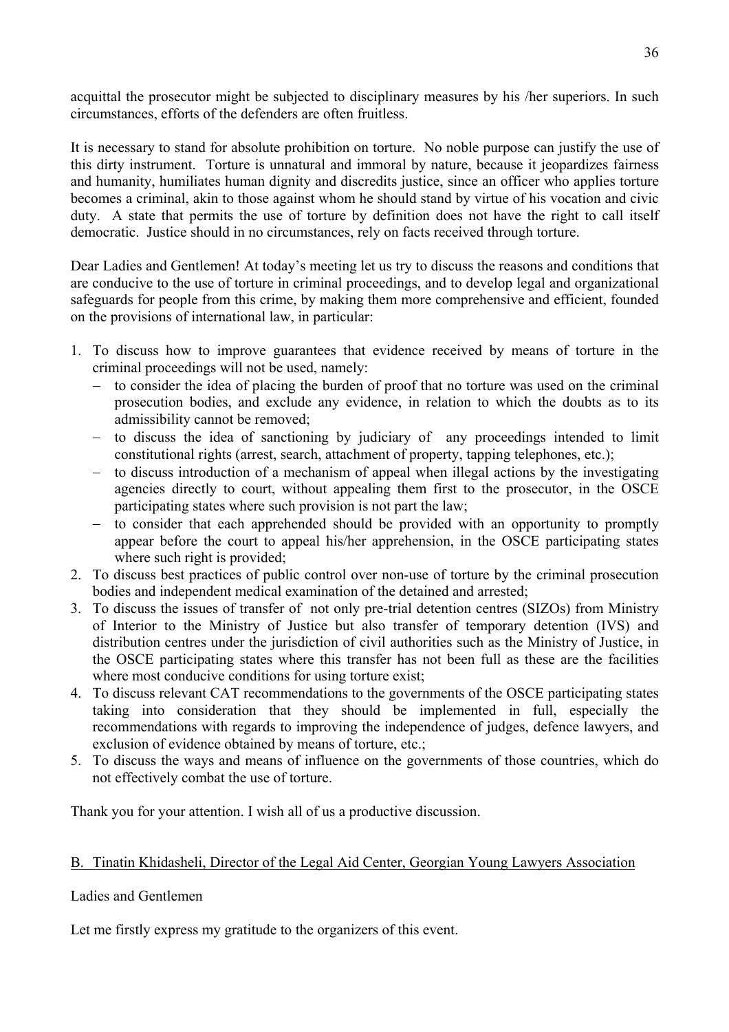acquittal the prosecutor might be subjected to disciplinary measures by his /her superiors. In such circumstances, efforts of the defenders are often fruitless.

It is necessary to stand for absolute prohibition on torture. No noble purpose can justify the use of this dirty instrument. Torture is unnatural and immoral by nature, because it jeopardizes fairness and humanity, humiliates human dignity and discredits justice, since an officer who applies torture becomes a criminal, akin to those against whom he should stand by virtue of his vocation and civic duty. A state that permits the use of torture by definition does not have the right to call itself democratic. Justice should in no circumstances, rely on facts received through torture.

Dear Ladies and Gentlemen! At today's meeting let us try to discuss the reasons and conditions that are conducive to the use of torture in criminal proceedings, and to develop legal and organizational safeguards for people from this crime, by making them more comprehensive and efficient, founded on the provisions of international law, in particular:

1. To discuss how to improve guarantees that evidence received by means of torture in the criminal proceedings will not be used, namely:
   - to consider the idea of placing the burden of proof that no torture was used on the criminal prosecution bodies, and exclude any evidence, in relation to which the doubts as to its admissibility cannot be removed;
   - to discuss the idea of sanctioning by judiciary of any proceedings intended to limit constitutional rights (arrest, search, attachment of property, tapping telephones, etc.);
   - to discuss introduction of a mechanism of appeal when illegal actions by the investigating agencies directly to court, without appealing them first to the prosecutor, in the OSCE participating states where such provision is not part the law;
   - to consider that each apprehended should be provided with an opportunity to promptly appear before the court to appeal his/her apprehension, in the OSCE participating states where such right is provided;
2. To discuss best practices of public control over non-use of torture by the criminal prosecution bodies and independent medical examination of the detained and arrested;
3. To discuss the issues of transfer of not only pre-trial detention centres (SIZOs) from Ministry of Interior to the Ministry of Justice but also transfer of temporary detention (IVS) and distribution centres under the jurisdiction of civil authorities such as the Ministry of Justice, in the OSCE participating states where this transfer has not been full as these are the facilities where most conducive conditions for using torture exist;
4. To discuss relevant CAT recommendations to the governments of the OSCE participating states taking into consideration that they should be implemented in full, especially the recommendations with regards to improving the independence of judges, defence lawyers, and exclusion of evidence obtained by means of torture, etc.;
5. To discuss the ways and means of influence on the governments of those countries, which do not effectively combat the use of torture.

Thank you for your attention. I wish all of us a productive discussion.

### B. Tinatin Khidasheli, Director of the Legal Aid Center, Georgian Young Lawyers Association

Ladies and Gentlemen

Let me firstly express my gratitude to the organizers of this event.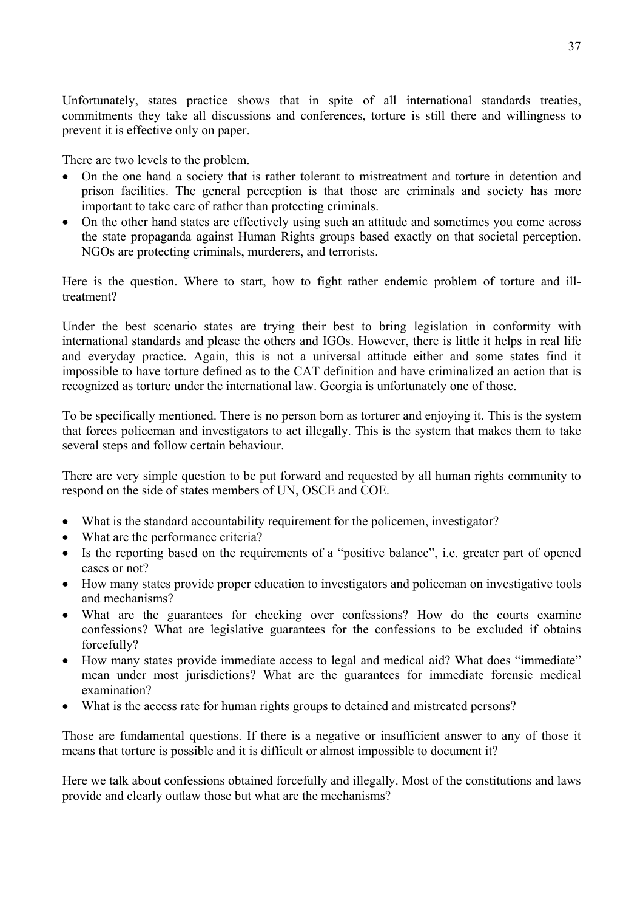Unfortunately, states practice shows that in spite of all international standards treaties, commitments they take all discussions and conferences, torture is still there and willingness to prevent it is effective only on paper.

There are two levels to the problem.

- On the one hand a society that is rather tolerant to mistreatment and torture in detention and prison facilities. The general perception is that those are criminals and society has more important to take care of rather than protecting criminals.
- On the other hand states are effectively using such an attitude and sometimes you come across the state propaganda against Human Rights groups based exactly on that societal perception. NGOs are protecting criminals, murderers, and terrorists.

Here is the question. Where to start, how to fight rather endemic problem of torture and ill-treatment?

Under the best scenario states are trying their best to bring legislation in conformity with international standards and please the others and IGOs. However, there is little it helps in real life and everyday practice. Again, this is not a universal attitude either and some states find it impossible to have torture defined as to the CAT definition and have criminalized an action that is recognized as torture under the international law. Georgia is unfortunately one of those.

To be specifically mentioned. There is no person born as torturer and enjoying it. This is the system that forces policeman and investigators to act illegally. This is the system that makes them to take several steps and follow certain behaviour.

There are very simple question to be put forward and requested by all human rights community to respond on the side of states members of UN, OSCE and COE.

- What is the standard accountability requirement for the policemen, investigator?
- What are the performance criteria?
- Is the reporting based on the requirements of a "positive balance", i.e. greater part of opened cases or not?
- How many states provide proper education to investigators and policeman on investigative tools and mechanisms?
- What are the guarantees for checking over confessions? How do the courts examine confessions? What are legislative guarantees for the confessions to be excluded if obtains forcefully?
- How many states provide immediate access to legal and medical aid? What does "immediate" mean under most jurisdictions? What are the guarantees for immediate forensic medical examination?
- What is the access rate for human rights groups to detained and mistreated persons?

Those are fundamental questions. If there is a negative or insufficient answer to any of those it means that torture is possible and it is difficult or almost impossible to document it?

Here we talk about confessions obtained forcefully and illegally. Most of the constitutions and laws provide and clearly outlaw those but what are the mechanisms?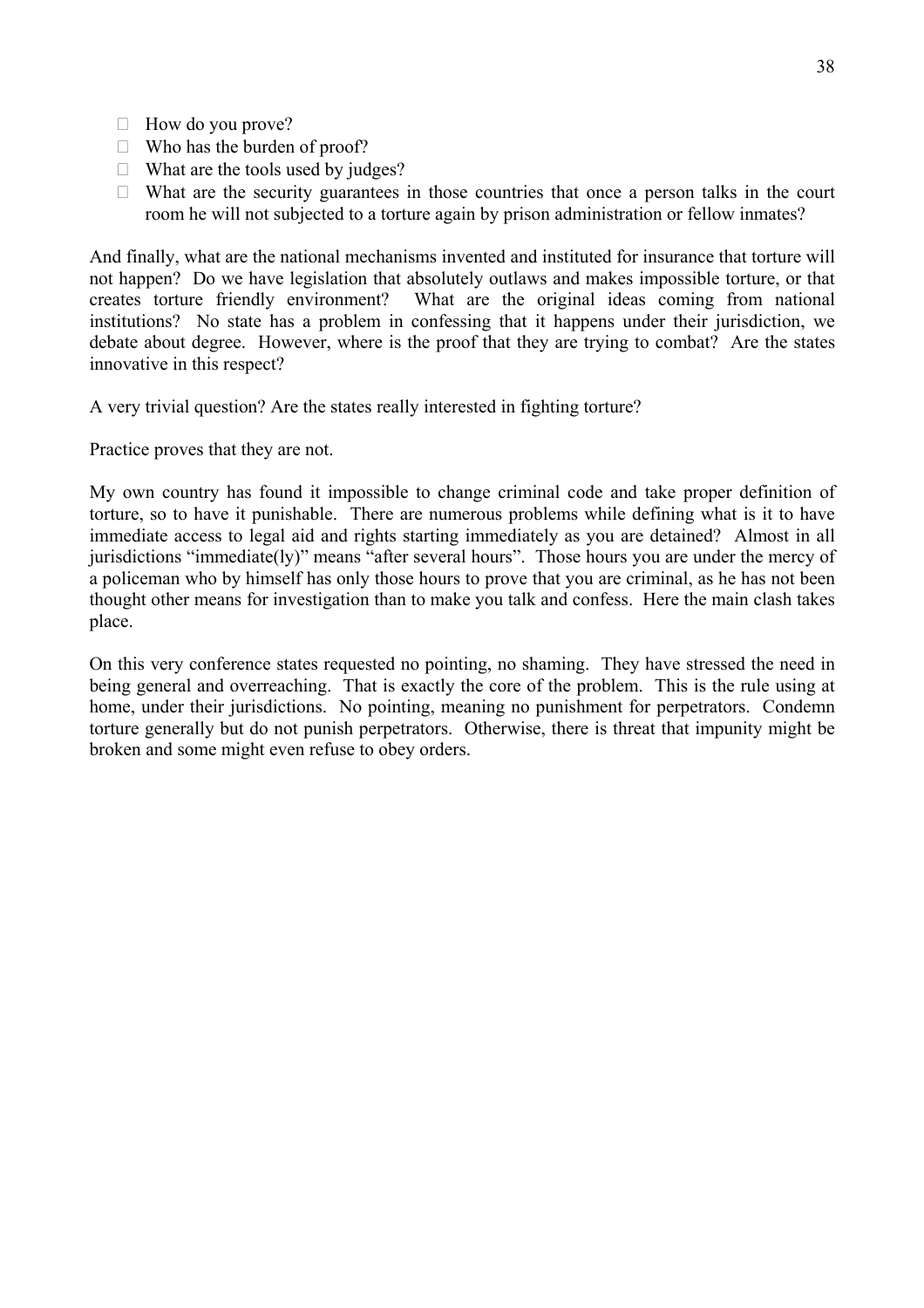- How do you prove?
- Who has the burden of proof?
- What are the tools used by judges?
- What are the security guarantees in those countries that once a person talks in the court room he will not subjected to a torture again by prison administration or fellow inmates?

And finally, what are the national mechanisms invented and instituted for insurance that torture will not happen? Do we have legislation that absolutely outlaws and makes impossible torture, or that creates torture friendly environment? What are the original ideas coming from national institutions? No state has a problem in confessing that it happens under their jurisdiction, we debate about degree. However, where is the proof that they are trying to combat? Are the states innovative in this respect?

A very trivial question? Are the states really interested in fighting torture?

Practice proves that they are not.

My own country has found it impossible to change criminal code and take proper definition of torture, so to have it punishable. There are numerous problems while defining what is it to have immediate access to legal aid and rights starting immediately as you are detained? Almost in all jurisdictions "immediate(ly)" means "after several hours". Those hours you are under the mercy of a policeman who by himself has only those hours to prove that you are criminal, as he has not been thought other means for investigation than to make you talk and confess. Here the main clash takes place.

On this very conference states requested no pointing, no shaming. They have stressed the need in being general and overreaching. That is exactly the core of the problem. This is the rule using at home, under their jurisdictions. No pointing, meaning no punishment for perpetrators. Condemn torture generally but do not punish perpetrators. Otherwise, there is threat that impunity might be broken and some might even refuse to obey orders.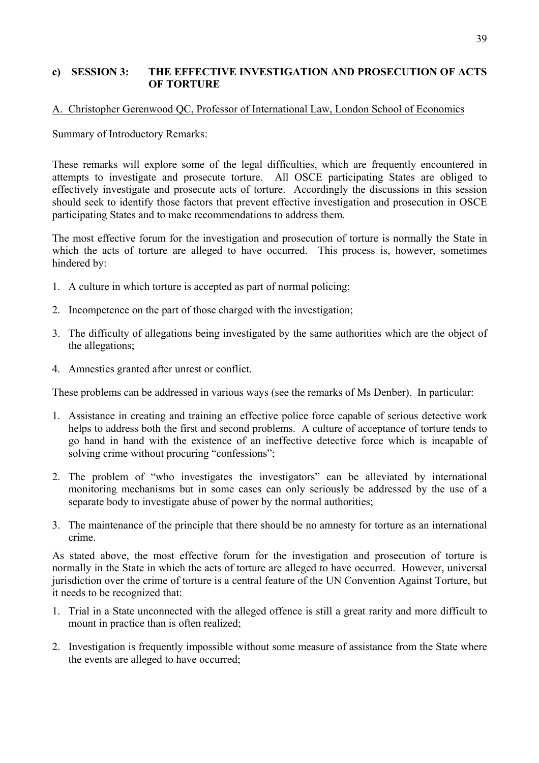### c) SESSION 3: THE EFFECTIVE INVESTIGATION AND PROSECUTION OF ACTS OF TORTURE

A. Christopher Gerenwood QC, Professor of International Law, London School of Economics

Summary of Introductory Remarks:

These remarks will explore some of the legal difficulties, which are frequently encountered in attempts to investigate and prosecute torture. All OSCE participating States are obliged to effectively investigate and prosecute acts of torture. Accordingly the discussions in this session should seek to identify those factors that prevent effective investigation and prosecution in OSCE participating States and to make recommendations to address them.

The most effective forum for the investigation and prosecution of torture is normally the State in which the acts of torture are alleged to have occurred. This process is, however, sometimes hindered by:

1. A culture in which torture is accepted as part of normal policing;
2. Incompetence on the part of those charged with the investigation;
3. The difficulty of allegations being investigated by the same authorities which are the object of the allegations;
4. Amnesties granted after unrest or conflict.

These problems can be addressed in various ways (see the remarks of Ms Denber). In particular:

1. Assistance in creating and training an effective police force capable of serious detective work helps to address both the first and second problems. A culture of acceptance of torture tends to go hand in hand with the existence of an ineffective detective force which is incapable of solving crime without procuring "confessions";
2. The problem of "who investigates the investigators" can be alleviated by international monitoring mechanisms but in some cases can only seriously be addressed by the use of a separate body to investigate abuse of power by the normal authorities;
3. The maintenance of the principle that there should be no amnesty for torture as an international crime.

As stated above, the most effective forum for the investigation and prosecution of torture is normally in the State in which the acts of torture are alleged to have occurred. However, universal jurisdiction over the crime of torture is a central feature of the UN Convention Against Torture, but it needs to be recognized that:

1. Trial in a State unconnected with the alleged offence is still a great rarity and more difficult to mount in practice than is often realized;
2. Investigation is frequently impossible without some measure of assistance from the State where the events are alleged to have occurred;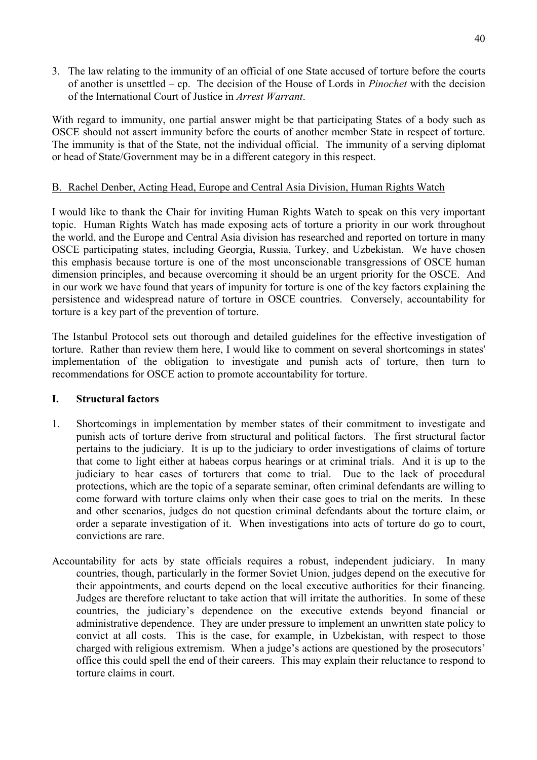3. The law relating to the immunity of an official of one State accused of torture before the courts of another is unsettled – cp. The decision of the House of Lords in *Pinochet* with the decision of the International Court of Justice in *Arrest Warrant*.

With regard to immunity, one partial answer might be that participating States of a body such as OSCE should not assert immunity before the courts of another member State in respect of torture. The immunity is that of the State, not the individual official. The immunity of a serving diplomat or head of State/Government may be in a different category in this respect.

B. Rachel Denber, Acting Head, Europe and Central Asia Division, Human Rights Watch

I would like to thank the Chair for inviting Human Rights Watch to speak on this very important topic. Human Rights Watch has made exposing acts of torture a priority in our work throughout the world, and the Europe and Central Asia division has researched and reported on torture in many OSCE participating states, including Georgia, Russia, Turkey, and Uzbekistan. We have chosen this emphasis because torture is one of the most unconscionable transgressions of OSCE human dimension principles, and because overcoming it should be an urgent priority for the OSCE. And in our work we have found that years of impunity for torture is one of the key factors explaining the persistence and widespread nature of torture in OSCE countries. Conversely, accountability for torture is a key part of the prevention of torture.

The Istanbul Protocol sets out thorough and detailed guidelines for the effective investigation of torture. Rather than review them here, I would like to comment on several shortcomings in states' implementation of the obligation to investigate and punish acts of torture, then turn to recommendations for OSCE action to promote accountability for torture.

**I. Structural factors**

1. Shortcomings in implementation by member states of their commitment to investigate and punish acts of torture derive from structural and political factors. The first structural factor pertains to the judiciary. It is up to the judiciary to order investigations of claims of torture that come to light either at habeas corpus hearings or at criminal trials. And it is up to the judiciary to hear cases of torturers that come to trial. Due to the lack of procedural protections, which are the topic of a separate seminar, often criminal defendants are willing to come forward with torture claims only when their case goes to trial on the merits. In these and other scenarios, judges do not question criminal defendants about the torture claim, or order a separate investigation of it. When investigations into acts of torture do go to court, convictions are rare.

Accountability for acts by state officials requires a robust, independent judiciary. In many countries, though, particularly in the former Soviet Union, judges depend on the executive for their appointments, and courts depend on the local executive authorities for their financing. Judges are therefore reluctant to take action that will irritate the authorities. In some of these countries, the judiciary's dependence on the executive extends beyond financial or administrative dependence. They are under pressure to implement an unwritten state policy to convict at all costs. This is the case, for example, in Uzbekistan, with respect to those charged with religious extremism. When a judge's actions are questioned by the prosecutors' office this could spell the end of their careers. This may explain their reluctance to respond to torture claims in court.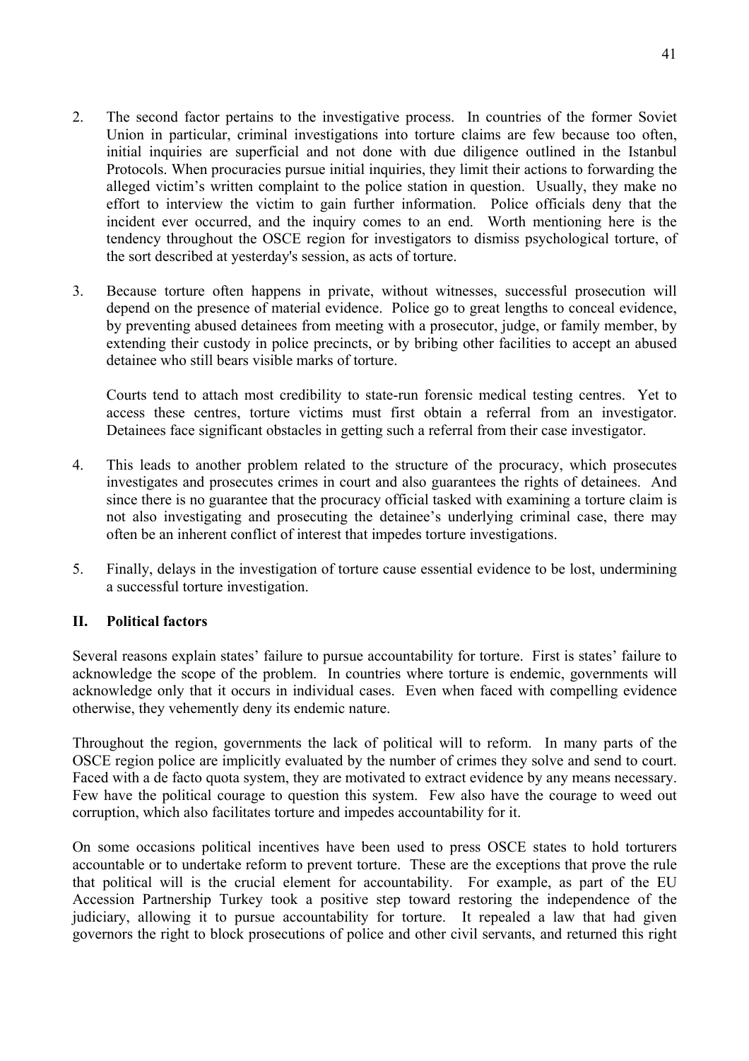2. The second factor pertains to the investigative process. In countries of the former Soviet Union in particular, criminal investigations into torture claims are few because too often, initial inquiries are superficial and not done with due diligence outlined in the Istanbul Protocols. When procuracies pursue initial inquiries, they limit their actions to forwarding the alleged victim's written complaint to the police station in question. Usually, they make no effort to interview the victim to gain further information. Police officials deny that the incident ever occurred, and the inquiry comes to an end. Worth mentioning here is the tendency throughout the OSCE region for investigators to dismiss psychological torture, of the sort described at yesterday's session, as acts of torture.

3. Because torture often happens in private, without witnesses, successful prosecution will depend on the presence of material evidence. Police go to great lengths to conceal evidence, by preventing abused detainees from meeting with a prosecutor, judge, or family member, by extending their custody in police precincts, or by bribing other facilities to accept an abused detainee who still bears visible marks of torture.

   Courts tend to attach most credibility to state-run forensic medical testing centres. Yet to access these centres, torture victims must first obtain a referral from an investigator. Detainees face significant obstacles in getting such a referral from their case investigator.

4. This leads to another problem related to the structure of the procuracy, which prosecutes investigates and prosecutes crimes in court and also guarantees the rights of detainees. And since there is no guarantee that the procuracy official tasked with examining a torture claim is not also investigating and prosecuting the detainee's underlying criminal case, there may often be an inherent conflict of interest that impedes torture investigations.

5. Finally, delays in the investigation of torture cause essential evidence to be lost, undermining a successful torture investigation.

## II. Political factors

Several reasons explain states' failure to pursue accountability for torture. First is states' failure to acknowledge the scope of the problem. In countries where torture is endemic, governments will acknowledge only that it occurs in individual cases. Even when faced with compelling evidence otherwise, they vehemently deny its endemic nature.

Throughout the region, governments the lack of political will to reform. In many parts of the OSCE region police are implicitly evaluated by the number of crimes they solve and send to court. Faced with a de facto quota system, they are motivated to extract evidence by any means necessary. Few have the political courage to question this system. Few also have the courage to weed out corruption, which also facilitates torture and impedes accountability for it.

On some occasions political incentives have been used to press OSCE states to hold torturers accountable or to undertake reform to prevent torture. These are the exceptions that prove the rule that political will is the crucial element for accountability. For example, as part of the EU Accession Partnership Turkey took a positive step toward restoring the independence of the judiciary, allowing it to pursue accountability for torture. It repealed a law that had given governors the right to block prosecutions of police and other civil servants, and returned this right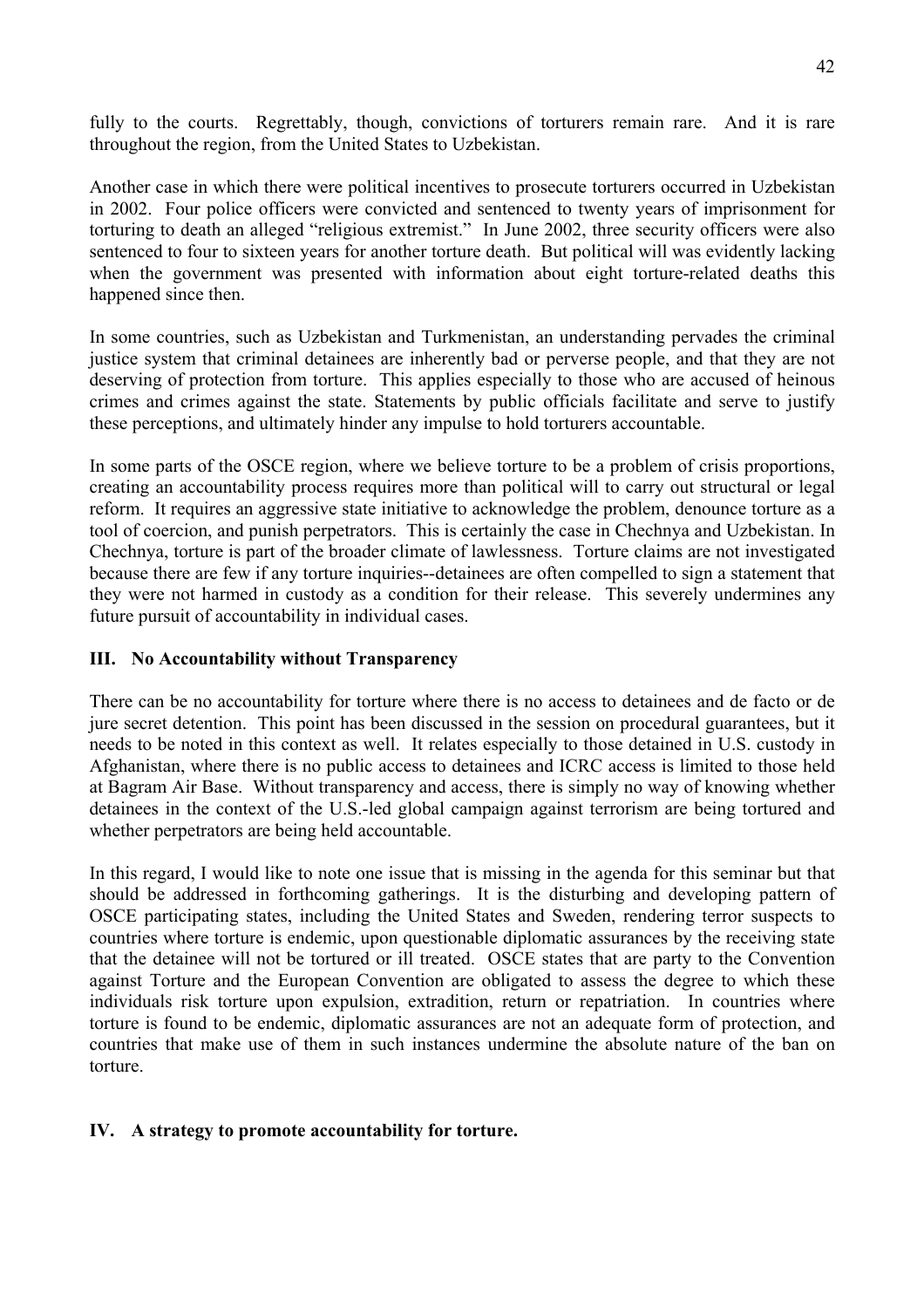fully to the courts. Regrettably, though, convictions of torturers remain rare. And it is rare throughout the region, from the United States to Uzbekistan.

Another case in which there were political incentives to prosecute torturers occurred in Uzbekistan in 2002. Four police officers were convicted and sentenced to twenty years of imprisonment for torturing to death an alleged "religious extremist." In June 2002, three security officers were also sentenced to four to sixteen years for another torture death. But political will was evidently lacking when the government was presented with information about eight torture-related deaths this happened since then.

In some countries, such as Uzbekistan and Turkmenistan, an understanding pervades the criminal justice system that criminal detainees are inherently bad or perverse people, and that they are not deserving of protection from torture. This applies especially to those who are accused of heinous crimes and crimes against the state. Statements by public officials facilitate and serve to justify these perceptions, and ultimately hinder any impulse to hold torturers accountable.

In some parts of the OSCE region, where we believe torture to be a problem of crisis proportions, creating an accountability process requires more than political will to carry out structural or legal reform. It requires an aggressive state initiative to acknowledge the problem, denounce torture as a tool of coercion, and punish perpetrators. This is certainly the case in Chechnya and Uzbekistan. In Chechnya, torture is part of the broader climate of lawlessness. Torture claims are not investigated because there are few if any torture inquiries--detainees are often compelled to sign a statement that they were not harmed in custody as a condition for their release. This severely undermines any future pursuit of accountability in individual cases.

### III. No Accountability without Transparency

There can be no accountability for torture where there is no access to detainees and de facto or de jure secret detention. This point has been discussed in the session on procedural guarantees, but it needs to be noted in this context as well. It relates especially to those detained in U.S. custody in Afghanistan, where there is no public access to detainees and ICRC access is limited to those held at Bagram Air Base. Without transparency and access, there is simply no way of knowing whether detainees in the context of the U.S.-led global campaign against terrorism are being tortured and whether perpetrators are being held accountable.

In this regard, I would like to note one issue that is missing in the agenda for this seminar but that should be addressed in forthcoming gatherings. It is the disturbing and developing pattern of OSCE participating states, including the United States and Sweden, rendering terror suspects to countries where torture is endemic, upon questionable diplomatic assurances by the receiving state that the detainee will not be tortured or ill treated. OSCE states that are party to the Convention against Torture and the European Convention are obligated to assess the degree to which these individuals risk torture upon expulsion, extradition, return or repatriation. In countries where torture is found to be endemic, diplomatic assurances are not an adequate form of protection, and countries that make use of them in such instances undermine the absolute nature of the ban on torture.

### IV. A strategy to promote accountability for torture.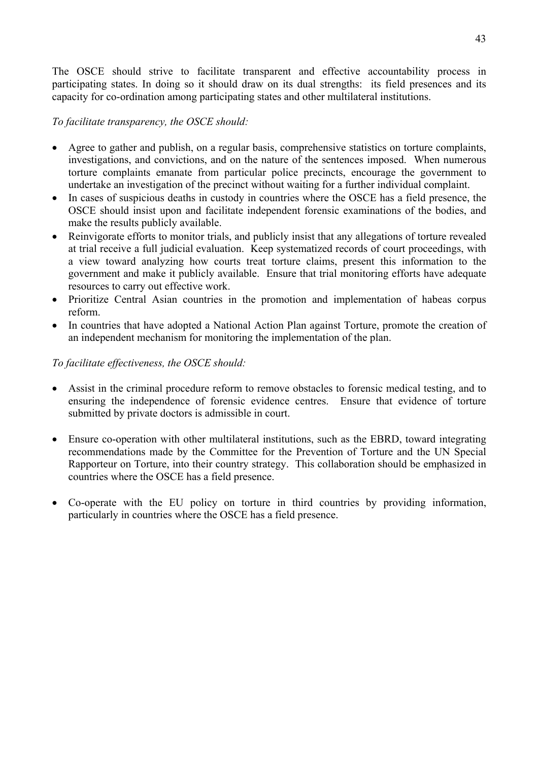The OSCE should strive to facilitate transparent and effective accountability process in participating states. In doing so it should draw on its dual strengths: its field presences and its capacity for co-ordination among participating states and other multilateral institutions.

*To facilitate transparency, the OSCE should:*

- Agree to gather and publish, on a regular basis, comprehensive statistics on torture complaints, investigations, and convictions, and on the nature of the sentences imposed. When numerous torture complaints emanate from particular police precincts, encourage the government to undertake an investigation of the precinct without waiting for a further individual complaint.
- In cases of suspicious deaths in custody in countries where the OSCE has a field presence, the OSCE should insist upon and facilitate independent forensic examinations of the bodies, and make the results publicly available.
- Reinvigorate efforts to monitor trials, and publicly insist that any allegations of torture revealed at trial receive a full judicial evaluation. Keep systematized records of court proceedings, with a view toward analyzing how courts treat torture claims, present this information to the government and make it publicly available. Ensure that trial monitoring efforts have adequate resources to carry out effective work.
- Prioritize Central Asian countries in the promotion and implementation of habeas corpus reform.
- In countries that have adopted a National Action Plan against Torture, promote the creation of an independent mechanism for monitoring the implementation of the plan.

*To facilitate effectiveness, the OSCE should:*

- Assist in the criminal procedure reform to remove obstacles to forensic medical testing, and to ensuring the independence of forensic evidence centres. Ensure that evidence of torture submitted by private doctors is admissible in court.

- Ensure co-operation with other multilateral institutions, such as the EBRD, toward integrating recommendations made by the Committee for the Prevention of Torture and the UN Special Rapporteur on Torture, into their country strategy. This collaboration should be emphasized in countries where the OSCE has a field presence.

- Co-operate with the EU policy on torture in third countries by providing information, particularly in countries where the OSCE has a field presence.